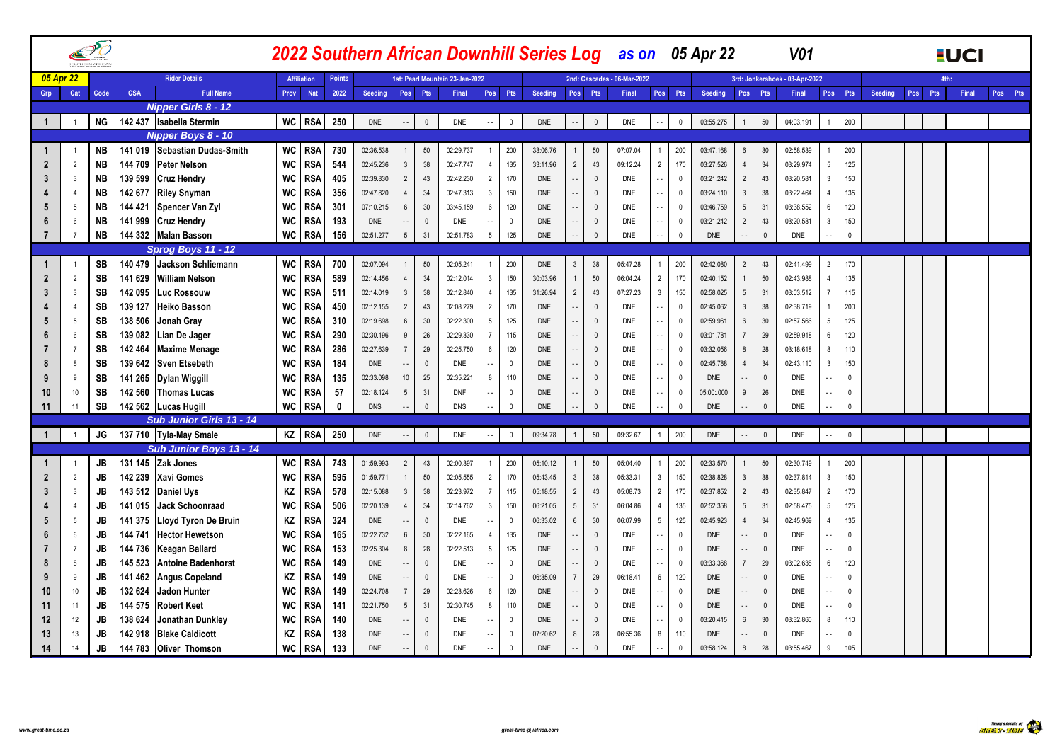# 2022 Southern African Downhill Series Log as on 05 Apr 22 V01

| 05 Apr 22 | | Rider Details | | | Affiliation | | Points | 1st: Paarl Mountain 23-Jan-2022 | | | | | | 2nd: Cascades - 06-Mar-2022 | | | | | | 3rd: Jonkershoek - 03-Apr-2022 | | | | | | 4th: | | | | | |
|---|---|---|---|---|---|---|---|---|---|---|---|---|---|---|---|---|---|---|---|---|---|---|---|---|---|---|---|---|---|---|---|
| Grp | Cat | Code | CSA | Full Name | Prov | Nat | 2022 | Seeding | Pos | Pts | Final | Pos | Pts | Seeding | Pos | Pts | Final | Pos | Pts | Seeding | Pos | Pts | Final | Pos | Pts | Seeding | Pos | Pts | Final | Pos | Pts |
| **Nipper Girls 8 - 12** | | | | | | | | | | | | | | | | | | | | | | | | | | | | | | | |
| 1 | 1 | NG | 142 437 | Isabella Stermin | WC | RSA | 250 | DNE | -- | 0 | DNE | -- | 0 | DNE | -- | 0 | DNE | -- | 0 | 03:55.275 | 1 | 50 | 04:03.191 | 1 | 200 | | | | | | |
| **Nipper Boys 8 - 10** | | | | | | | | | | | | | | | | | | | | | | | | | | | | | | | |
| 1 | 1 | NB | 141 019 | Sebastian Dudas-Smith | WC | RSA | 730 | 02:36.538 | 1 | 50 | 02:29.737 | 1 | 200 | 33:06.76 | 1 | 50 | 07:07.04 | 1 | 200 | 03:47.168 | 6 | 30 | 02:58.539 | 1 | 200 | | | | | | |
| 2 | 2 | NB | 144 709 | Peter Nelson | WC | RSA | 544 | 02:45.236 | 3 | 38 | 02:47.747 | 4 | 135 | 33:11.96 | 2 | 43 | 09:12.24 | 2 | 170 | 03:27.526 | 4 | 34 | 03:29.974 | 5 | 125 | | | | | | |
| 3 | 3 | NB | 139 599 | Cruz Hendry | WC | RSA | 405 | 02:39.830 | 2 | 43 | 02:42.230 | 2 | 170 | DNE | -- | 0 | DNE | -- | 0 | 03:21.242 | 2 | 43 | 03:20.581 | 3 | 150 | | | | | | |
| 4 | 4 | NB | 142 677 | Riley Snyman | WC | RSA | 356 | 02:47.820 | 4 | 34 | 02:47.313 | 3 | 150 | DNE | -- | 0 | DNE | -- | 0 | 03:24.110 | 3 | 38 | 03:22.464 | 4 | 135 | | | | | | |
| 5 | 5 | NB | 144 421 | Spencer Van Zyl | WC | RSA | 301 | 07:10.215 | 6 | 30 | 03:45.159 | 6 | 120 | DNE | -- | 0 | DNE | -- | 0 | 03:46.759 | 5 | 31 | 03:38.552 | 6 | 120 | | | | | | |
| 6 | 6 | NB | 141 999 | Cruz Hendry | WC | RSA | 193 | DNE | -- | 0 | DNE | -- | 0 | DNE | -- | 0 | DNE | -- | 0 | 03:21.242 | 2 | 43 | 03:20.581 | 3 | 150 | | | | | | |
| 7 | 7 | NB | 144 332 | Malan Basson | WC | RSA | 156 | 02:51.277 | 5 | 31 | 02:51.783 | 5 | 125 | DNE | -- | 0 | DNE | -- | 0 | DNE | -- | 0 | DNE | -- | 0 | | | | | | |
| **Sprog Boys 11 - 12** | | | | | | | | | | | | | | | | | | | | | | | | | | | | | | | |
| 1 | 1 | SB | 140 479 | Jackson Schliemann | WC | RSA | 700 | 02:07.094 | 1 | 50 | 02:05.241 | 1 | 200 | DNE | 3 | 38 | 05:47.28 | 1 | 200 | 02:42.080 | 2 | 43 | 02:41.499 | 2 | 170 | | | | | | |
| 2 | 2 | SB | 141 629 | William Nelson | WC | RSA | 589 | 02:14.456 | 4 | 34 | 02:12.014 | 3 | 150 | 30:03.96 | 1 | 50 | 06:04.24 | 2 | 170 | 02:40.152 | 1 | 50 | 02:43.988 | 4 | 135 | | | | | | |
| 3 | 3 | SB | 142 095 | Luc Rossouw | WC | RSA | 511 | 02:14.019 | 3 | 38 | 02:12.840 | 4 | 135 | 31:26.94 | 2 | 43 | 07:27.23 | 3 | 150 | 02:58.025 | 5 | 31 | 03:03.512 | 7 | 115 | | | | | | |
| 4 | 4 | SB | 139 127 | Heiko Basson | WC | RSA | 450 | 02:12.155 | 2 | 43 | 02:08.279 | 2 | 170 | DNE | -- | 0 | DNE | -- | 0 | 02:45.062 | 3 | 38 | 02:38.719 | 1 | 200 | | | | | | |
| 5 | 5 | SB | 138 506 | Jonah Gray | WC | RSA | 310 | 02:19.698 | 6 | 30 | 02:22.300 | 5 | 125 | DNE | -- | 0 | DNE | -- | 0 | 02:59.961 | 6 | 30 | 02:57.566 | 5 | 125 | | | | | | |
| 6 | 6 | SB | 139 082 | Lian De Jager | WC | RSA | 290 | 02:30.196 | 9 | 26 | 02:29.330 | 7 | 115 | DNE | -- | 0 | DNE | -- | 0 | 03:01.781 | 7 | 29 | 02:59.918 | 6 | 120 | | | | | | |
| 7 | 7 | SB | 142 464 | Maxime Menage | WC | RSA | 286 | 02:27.639 | 7 | 29 | 02:25.750 | 6 | 120 | DNE | -- | 0 | DNE | -- | 0 | 03:32.056 | 8 | 28 | 03:18.618 | 8 | 110 | | | | | | |
| 8 | 8 | SB | 139 642 | Sven Etsebeth | WC | RSA | 184 | DNE | -- | 0 | DNE | -- | 0 | DNE | -- | 0 | DNE | -- | 0 | 02:45.788 | 4 | 34 | 02:43.110 | 3 | 150 | | | | | | |
| 9 | 9 | SB | 141 265 | Dylan Wiggill | WC | RSA | 135 | 02:33.098 | 10 | 25 | 02:35.221 | 8 | 110 | DNE | -- | 0 | DNE | -- | 0 | DNE | -- | 0 | DNE | -- | 0 | | | | | | |
| 10 | 10 | SB | 142 560 | Thomas Lucas | WC | RSA | 57 | 02:18.124 | 5 | 31 | DNF | -- | 0 | DNE | -- | 0 | DNE | -- | 0 | 05:00:.000 | 9 | 26 | DNE | -- | 0 | | | | | | |
| 11 | 11 | SB | 142 562 | Lucas Hugill | WC | RSA | 0 | DNS | -- | 0 | DNS | -- | 0 | DNE | -- | 0 | DNE | -- | 0 | DNE | -- | 0 | DNE | -- | 0 | | | | | | |
| **Sub Junior Girls 13 - 14** | | | | | | | | | | | | | | | | | | | | | | | | | | | | | | | |
| 1 | 1 | JG | 137 710 | Tyla-May Smale | KZ | RSA | 250 | DNE | -- | 0 | DNE | -- | 0 | 09:34.78 | 1 | 50 | 09:32.67 | 1 | 200 | DNE | -- | 0 | DNE | -- | 0 | | | | | | |
| **Sub Junior Boys 13 - 14** | | | | | | | | | | | | | | | | | | | | | | | | | | | | | | | |
| 1 | 1 | JB | 131 145 | Zak Jones | WC | RSA | 743 | 01:59.993 | 2 | 43 | 02:00.397 | 1 | 200 | 05:10.12 | 1 | 50 | 05:04.40 | 1 | 200 | 02:33.570 | 1 | 50 | 02:30.749 | 1 | 200 | | | | | | |
| 2 | 2 | JB | 142 239 | Xavi Gomes | WC | RSA | 595 | 01:59.771 | 1 | 50 | 02:05.555 | 2 | 170 | 05:43.45 | 3 | 38 | 05:33.31 | 3 | 150 | 02:38.828 | 3 | 38 | 02:37.814 | 3 | 150 | | | | | | |
| 3 | 3 | JB | 143 512 | Daniel Uys | KZ | RSA | 578 | 02:15.088 | 3 | 38 | 02:23.972 | 7 | 115 | 05:18.55 | 2 | 43 | 05:08.73 | 2 | 170 | 02:37.852 | 2 | 43 | 02:35.847 | 2 | 170 | | | | | | |
| 4 | 4 | JB | 141 015 | Jack Schoonraad | WC | RSA | 506 | 02:20.139 | 4 | 34 | 02:14.762 | 3 | 150 | 06:21.05 | 5 | 31 | 06:04.86 | 4 | 135 | 02:52.358 | 5 | 31 | 02:58.475 | 5 | 125 | | | | | | |
| 5 | 5 | JB | 141 375 | Lloyd Tyron De Bruin | KZ | RSA | 324 | DNE | -- | 0 | DNE | -- | 0 | 06:33.02 | 6 | 30 | 06:07.99 | 5 | 125 | 02:45.923 | 4 | 34 | 02:45.969 | 4 | 135 | | | | | | |
| 6 | 6 | JB | 144 741 | Hector Hewetson | WC | RSA | 165 | 02:22.732 | 6 | 30 | 02:22.165 | 4 | 135 | DNE | -- | 0 | DNE | -- | 0 | DNE | -- | 0 | DNE | -- | 0 | | | | | | |
| 7 | 7 | JB | 144 736 | Keagan Ballard | WC | RSA | 153 | 02:25.304 | 8 | 28 | 02:22.513 | 5 | 125 | DNE | -- | 0 | DNE | -- | 0 | DNE | -- | 0 | DNE | -- | 0 | | | | | | |
| 8 | 8 | JB | 145 523 | Antoine Badenhorst | WC | RSA | 149 | DNE | -- | 0 | DNE | -- | 0 | DNE | -- | 0 | DNE | -- | 0 | 03:33.368 | 7 | 29 | 03:02.638 | 6 | 120 | | | | | | |
| 9 | 9 | JB | 141 462 | Angus Copeland | KZ | RSA | 149 | DNE | -- | 0 | DNE | -- | 0 | 06:35.09 | 7 | 29 | 06:18.41 | 6 | 120 | DNE | -- | 0 | DNE | -- | 0 | | | | | | |
| 10 | 10 | JB | 132 624 | Jadon Hunter | WC | RSA | 149 | 02:24.708 | 7 | 29 | 02:23.626 | 6 | 120 | DNE | -- | 0 | DNE | -- | 0 | DNE | -- | 0 | DNE | -- | 0 | | | | | | |
| 11 | 11 | JB | 144 575 | Robert Keet | WC | RSA | 141 | 02:21.750 | 5 | 31 | 02:30.745 | 8 | 110 | DNE | -- | 0 | DNE | -- | 0 | DNE | -- | 0 | DNE | -- | 0 | | | | | | |
| 12 | 12 | JB | 138 624 | Jonathan Dunkley | WC | RSA | 140 | DNE | -- | 0 | DNE | -- | 0 | DNE | -- | 0 | DNE | -- | 0 | 03:20.415 | 6 | 30 | 03:32.860 | 8 | 110 | | | | | | |
| 13 | 13 | JB | 142 918 | Blake Caldicott | KZ | RSA | 138 | DNE | -- | 0 | DNE | -- | 0 | 07:20.62 | 8 | 28 | 06:55.36 | 8 | 110 | DNE | -- | 0 | DNE | -- | 0 | | | | | | |
| 14 | 14 | JB | 144 783 | Oliver Thomson | WC | RSA | 133 | DNE | -- | 0 | DNE | -- | 0 | DNE | -- | 0 | DNE | -- | 0 | 03:58.124 | 8 | 28 | 03:55.467 | 9 | 105 | | | | | | |

www.great-time.co.za | great-time @ iafrica.com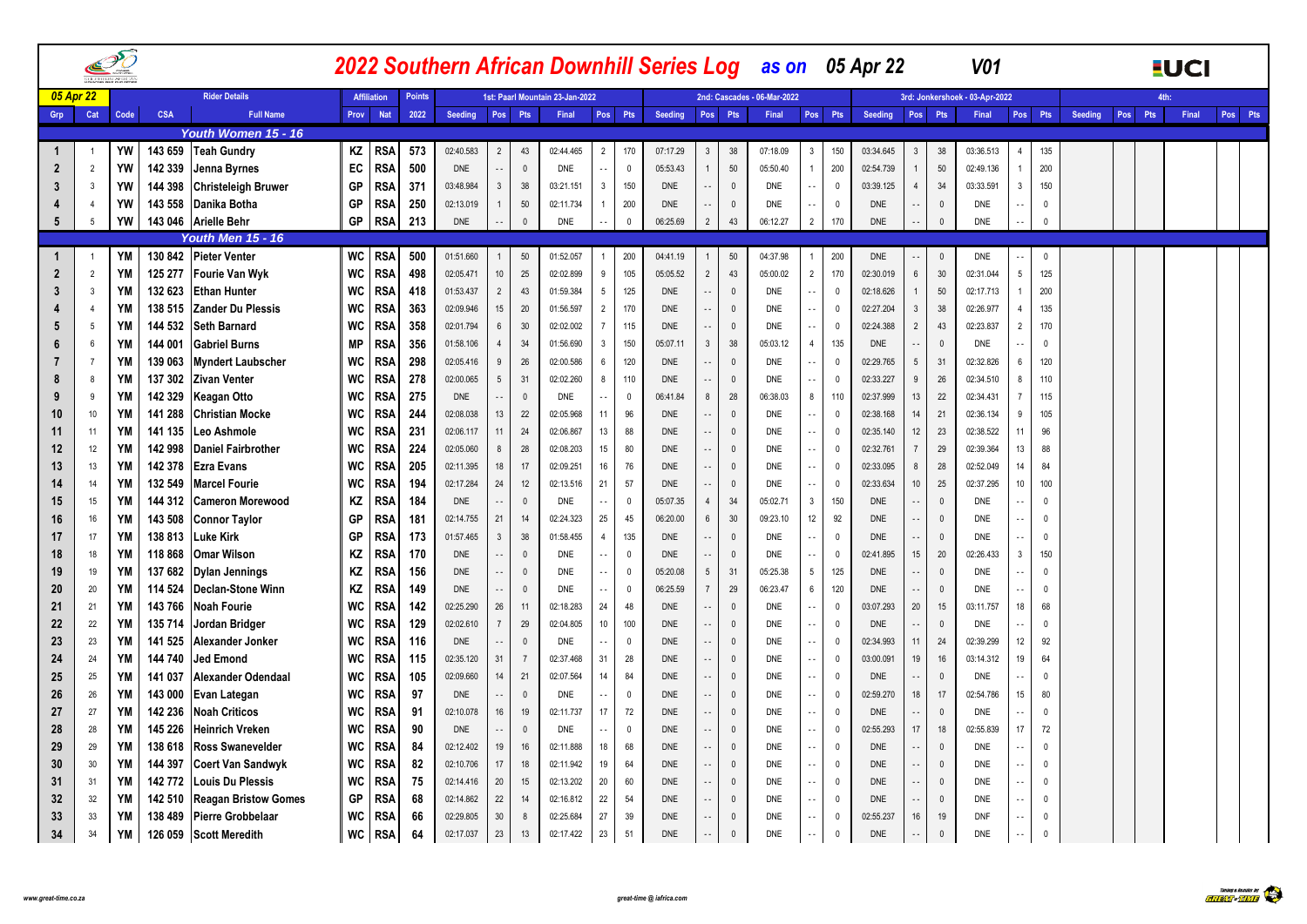# 2022 Southern African Downhill Series Log as on 05 Apr 22 V01

| 05 Apr 22 | | Rider Details | | | Affiliation | | Points | 1st: Paarl Mountain 23-Jan-2022 | | | | | | 2nd: Cascades - 06-Mar-2022 | | | | | | 3rd: Jonkershoek - 03-Apr-2022 | | | | | | 4th: | | | | | |
|---|---|---|---|---|---|---|---|---|---|---|---|---|---|---|---|---|---|---|---|---|---|---|---|---|---|---|---|---|---|---|---|
| Grp | Cat | Code | CSA | Full Name | Prov | Nat | 2022 | Seeding | Pos | Pts | Final | Pos | Pts | Seeding | Pos | Pts | Final | Pos | Pts | Seeding | Pos | Pts | Final | Pos | Pts | Seeding | Pos | Pts | Final | Pos | Pts |
| | | | | **Youth Women 15 - 16** | | | | | | | | | | | | | | | | | | | | | | | | | | | |
| 1 | 1 | YW | 143 659 | Teah Gundry | KZ | RSA | 573 | 02:40.583 | 2 | 43 | 02:44.465 | 2 | 170 | 07:17.29 | 3 | 38 | 07:18.09 | 3 | 150 | 03:34.645 | 3 | 38 | 03:36.513 | 4 | 135 | | | | | | |
| 2 | 2 | YW | 142 339 | Jenna Byrnes | EC | RSA | 500 | DNE | - - | 0 | DNE | - - | 0 | 05:53.43 | 1 | 50 | 05:50.40 | 1 | 200 | 02:54.739 | 1 | 50 | 02:49.136 | 1 | 200 | | | | | | |
| 3 | 3 | YW | 144 398 | Christeleigh Bruwer | GP | RSA | 371 | 03:48.984 | 3 | 38 | 03:21.151 | 3 | 150 | DNE | - - | 0 | DNE | - - | 0 | 03:39.125 | 4 | 34 | 03:33.591 | 3 | 150 | | | | | | |
| 4 | 4 | YW | 143 558 | Danika Botha | GP | RSA | 250 | 02:13.019 | 1 | 50 | 02:11.734 | 1 | 200 | DNE | - - | 0 | DNE | - - | 0 | DNE | - - | 0 | DNE | - - | 0 | | | | | | |
| 5 | 5 | YW | 143 046 | Arielle Behr | GP | RSA | 213 | DNE | - - | 0 | DNE | - - | 0 | 06:25.69 | 2 | 43 | 06:12.27 | 2 | 170 | DNE | - - | 0 | DNE | - - | 0 | | | | | | |
| | | | | **Youth Men 15 - 16** | | | | | | | | | | | | | | | | | | | | | | | | | | | |
| 1 | 1 | YM | 130 842 | Pieter Venter | WC | RSA | 500 | 01:51.660 | 1 | 50 | 01:52.057 | 1 | 200 | 04:41.19 | 1 | 50 | 04:37.98 | 1 | 200 | DNE | - - | 0 | DNE | - - | 0 | | | | | | |
| 2 | 2 | YM | 125 277 | Fourie Van Wyk | WC | RSA | 498 | 02:05.471 | 10 | 25 | 02:02.899 | 9 | 105 | 05:05.52 | 2 | 43 | 05:00.02 | 2 | 170 | 02:30.019 | 6 | 30 | 02:31.044 | 5 | 125 | | | | | | |
| 3 | 3 | YM | 132 623 | Ethan Hunter | WC | RSA | 418 | 01:53.437 | 2 | 43 | 01:59.384 | 5 | 125 | DNE | - - | 0 | DNE | - - | 0 | 02:18.626 | 1 | 50 | 02:17.713 | 1 | 200 | | | | | | |
| 4 | 4 | YM | 138 515 | Zander Du Plessis | WC | RSA | 363 | 02:09.946 | 15 | 20 | 01:56.597 | 2 | 170 | DNE | - - | 0 | DNE | - - | 0 | 02:27.204 | 3 | 38 | 02:26.977 | 4 | 135 | | | | | | |
| 5 | 5 | YM | 144 532 | Seth Barnard | WC | RSA | 358 | 02:01.794 | 6 | 30 | 02:02.002 | 7 | 115 | DNE | - - | 0 | DNE | - - | 0 | 02:24.388 | 2 | 43 | 02:23.837 | 2 | 170 | | | | | | |
| 6 | 6 | YM | 144 001 | Gabriel Burns | MP | RSA | 356 | 01:58.106 | 4 | 34 | 01:56.690 | 3 | 150 | 05:07.11 | 3 | 38 | 05:03.12 | 4 | 135 | DNE | - - | 0 | DNE | - - | 0 | | | | | | |
| 7 | 7 | YM | 139 063 | Myndert Laubscher | WC | RSA | 298 | 02:05.416 | 9 | 26 | 02:00.586 | 6 | 120 | DNE | - - | 0 | DNE | - - | 0 | 02:29.765 | 5 | 31 | 02:32.826 | 6 | 120 | | | | | | |
| 8 | 8 | YM | 137 302 | Zivan Venter | WC | RSA | 278 | 02:00.065 | 5 | 31 | 02:02.260 | 8 | 110 | DNE | - - | 0 | DNE | - - | 0 | 02:33.227 | 9 | 26 | 02:34.510 | 8 | 110 | | | | | | |
| 9 | 9 | YM | 142 329 | Keagan Otto | WC | RSA | 275 | DNE | - - | 0 | DNE | - - | 0 | 06:41.84 | 8 | 28 | 06:38.03 | 8 | 110 | 02:37.999 | 13 | 22 | 02:34.431 | 7 | 115 | | | | | | |
| 10 | 10 | YM | 141 288 | Christian Mocke | WC | RSA | 244 | 02:08.038 | 13 | 22 | 02:05.968 | 11 | 96 | DNE | - - | 0 | DNE | - - | 0 | 02:38.168 | 14 | 21 | 02:36.134 | 9 | 105 | | | | | | |
| 11 | 11 | YM | 141 135 | Leo Ashmole | WC | RSA | 231 | 02:06.117 | 11 | 24 | 02:06.867 | 13 | 88 | DNE | - - | 0 | DNE | - - | 0 | 02:35.140 | 12 | 23 | 02:38.522 | 11 | 96 | | | | | | |
| 12 | 12 | YM | 142 998 | Daniel Fairbrother | WC | RSA | 224 | 02:05.060 | 8 | 28 | 02:08.203 | 15 | 80 | DNE | - - | 0 | DNE | - - | 0 | 02:32.761 | 7 | 29 | 02:39.364 | 13 | 88 | | | | | | |
| 13 | 13 | YM | 142 378 | Ezra Evans | WC | RSA | 205 | 02:11.395 | 18 | 17 | 02:09.251 | 16 | 76 | DNE | - - | 0 | DNE | - - | 0 | 02:33.095 | 8 | 28 | 02:52.049 | 14 | 84 | | | | | | |
| 14 | 14 | YM | 132 549 | Marcel Fourie | WC | RSA | 194 | 02:17.284 | 24 | 12 | 02:13.516 | 21 | 57 | DNE | - - | 0 | DNE | - - | 0 | 02:33.634 | 10 | 25 | 02:37.295 | 10 | 100 | | | | | | |
| 15 | 15 | YM | 144 312 | Cameron Morewood | KZ | RSA | 184 | DNE | - - | 0 | DNE | - - | 0 | 05:07.35 | 4 | 34 | 05:02.71 | 3 | 150 | DNE | - - | 0 | DNE | - - | 0 | | | | | | |
| 16 | 16 | YM | 143 508 | Connor Taylor | GP | RSA | 181 | 02:14.755 | 21 | 14 | 02:24.323 | 25 | 45 | 06:20.00 | 6 | 30 | 09:23.10 | 12 | 92 | DNE | - - | 0 | DNE | - - | 0 | | | | | | |
| 17 | 17 | YM | 138 813 | Luke Kirk | GP | RSA | 173 | 01:57.465 | 3 | 38 | 01:58.455 | 4 | 135 | DNE | - - | 0 | DNE | - - | 0 | DNE | - - | 0 | DNE | - - | 0 | | | | | | |
| 18 | 18 | YM | 118 868 | Omar Wilson | KZ | RSA | 170 | DNE | - - | 0 | DNE | - - | 0 | DNE | - - | 0 | DNE | - - | 0 | 02:41.895 | 15 | 20 | 02:26.433 | 3 | 150 | | | | | | |
| 19 | 19 | YM | 137 682 | Dylan Jennings | KZ | RSA | 156 | DNE | - - | 0 | DNE | - - | 0 | 05:20.08 | 5 | 31 | 05:25.38 | 5 | 125 | DNE | - - | 0 | DNE | - - | 0 | | | | | | |
| 20 | 20 | YM | 114 524 | Declan-Stone Winn | KZ | RSA | 149 | DNE | - - | 0 | DNE | - - | 0 | 06:25.59 | 7 | 29 | 06:23.47 | 6 | 120 | DNE | - - | 0 | DNE | - - | 0 | | | | | | |
| 21 | 21 | YM | 143 766 | Noah Fourie | WC | RSA | 142 | 02:25.290 | 26 | 11 | 02:18.283 | 24 | 48 | DNE | - - | 0 | DNE | - - | 0 | 03:07.293 | 20 | 15 | 03:11.757 | 18 | 68 | | | | | | |
| 22 | 22 | YM | 135 714 | Jordan Bridger | WC | RSA | 129 | 02:02.610 | 7 | 29 | 02:04.805 | 10 | 100 | DNE | - - | 0 | DNE | - - | 0 | DNE | - - | 0 | DNE | - - | 0 | | | | | | |
| 23 | 23 | YM | 141 525 | Alexander Jonker | WC | RSA | 116 | DNE | - - | 0 | DNE | - - | 0 | DNE | - - | 0 | DNE | - - | 0 | 02:34.993 | 11 | 24 | 02:39.299 | 12 | 92 | | | | | | |
| 24 | 24 | YM | 144 740 | Jed Emond | WC | RSA | 115 | 02:35.120 | 31 | 7 | 02:37.468 | 31 | 28 | DNE | - - | 0 | DNE | - - | 0 | 03:00.091 | 19 | 16 | 03:14.312 | 19 | 64 | | | | | | |
| 25 | 25 | YM | 141 037 | Alexander Odendaal | WC | RSA | 105 | 02:09.660 | 14 | 21 | 02:07.564 | 14 | 84 | DNE | - - | 0 | DNE | - - | 0 | DNE | - - | 0 | DNE | - - | 0 | | | | | | |
| 26 | 26 | YM | 143 000 | Evan Lategan | WC | RSA | 97 | DNE | - - | 0 | DNE | - - | 0 | DNE | - - | 0 | DNE | - - | 0 | 02:59.270 | 18 | 17 | 02:54.786 | 15 | 80 | | | | | | |
| 27 | 27 | YM | 142 236 | Noah Criticos | WC | RSA | 91 | 02:10.078 | 16 | 19 | 02:11.737 | 17 | 72 | DNE | - - | 0 | DNE | - - | 0 | DNE | - - | 0 | DNE | - - | 0 | | | | | | |
| 28 | 28 | YM | 145 226 | Heinrich Vreken | WC | RSA | 90 | DNE | - - | 0 | DNE | - - | 0 | DNE | - - | 0 | DNE | - - | 0 | 02:55.293 | 17 | 18 | 02:55.839 | 17 | 72 | | | | | | |
| 29 | 29 | YM | 138 618 | Ross Swanevelder | WC | RSA | 84 | 02:12.402 | 19 | 16 | 02:11.888 | 18 | 68 | DNE | - - | 0 | DNE | - - | 0 | DNE | - - | 0 | DNE | - - | 0 | | | | | | |
| 30 | 30 | YM | 144 397 | Coert Van Sandwyk | WC | RSA | 82 | 02:10.706 | 17 | 18 | 02:11.942 | 19 | 64 | DNE | - - | 0 | DNE | - - | 0 | DNE | - - | 0 | DNE | - - | 0 | | | | | | |
| 31 | 31 | YM | 142 772 | Louis Du Plessis | WC | RSA | 75 | 02:14.416 | 20 | 15 | 02:13.202 | 20 | 60 | DNE | - - | 0 | DNE | - - | 0 | DNE | - - | 0 | DNE | - - | 0 | | | | | | |
| 32 | 32 | YM | 142 510 | Reagan Bristow Gomes | GP | RSA | 68 | 02:14.862 | 22 | 14 | 02:16.812 | 22 | 54 | DNE | - - | 0 | DNE | - - | 0 | DNE | - - | 0 | DNE | - - | 0 | | | | | | |
| 33 | 33 | YM | 138 489 | Pierre Grobbelaar | WC | RSA | 66 | 02:29.805 | 30 | 8 | 02:25.684 | 27 | 39 | DNE | - - | 0 | DNE | - - | 0 | 02:55.237 | 16 | 19 | DNF | - - | 0 | | | | | | |
| 34 | 34 | YM | 126 059 | Scott Meredith | WC | RSA | 64 | 02:17.037 | 23 | 13 | 02:17.422 | 23 | 51 | DNE | - - | 0 | DNE | - - | 0 | DNE | - - | 0 | DNE | - - | 0 | | | | | | |

www.great-time.co.za

great-time @ iafrica.com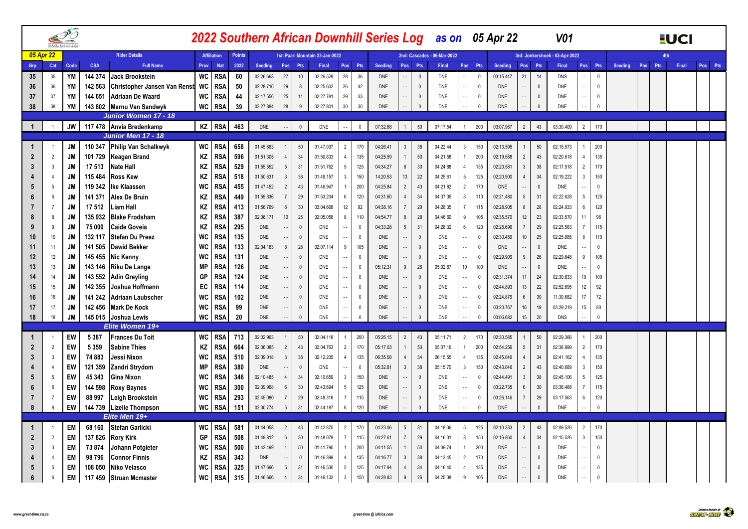# 2022 Southern African Downhill Series Log as on 05 Apr 22 V01

| Grp | Cat | Code | CSA | Full Name | Prov | Nat | Points 2022 | 1st: Paarl Mountain 23-Jan-2022 Seeding | Pos | Pts | Final | Pos | Pts | 2nd: Cascades - 06-Mar-2022 Seeding | Pos | Pts | Final | Pos | Pts | 3rd: Jonkershoek - 03-Apr-2022 Seeding | Pos | Pts | Final | Pos | Pts | 4th: Seeding | Pos | Pts | Final | Pos | Pts |
|---|---|---|---|---|---|---|---|---|---|---|---|---|---|---|---|---|---|---|---|---|---|---|---|---|---|---|---|---|---|---|---|
| 35 | 35 | YM | 144 374 | Jack Brookstein | WC | RSA | 60 | 02:26.663 | 27 | 10 | 02:26.528 | 28 | 36 | DNE | - - | 0 | DNE | - - | 0 | 03:15.447 | 21 | 14 | DNS | - - | 0 | | | | | | |
| 36 | 36 | YM | 142 563 | Christopher Jansen Van Rensb | WC | RSA | 50 | 02:28.716 | 29 | 8 | 02:25.602 | 26 | 42 | DNE | - - | 0 | DNE | - - | 0 | DNE | - - | 0 | DNE | - - | 0 | | | | | | |
| 37 | 37 | YM | 144 651 | Adriaan De Waard | WC | RSA | 44 | 02:17.556 | 25 | 11 | 02:27.781 | 29 | 33 | DNE | - - | 0 | DNE | - - | 0 | DNE | - - | 0 | DNE | - - | 0 | | | | | | |
| 38 | 38 | YM | 143 802 | Marnu Van Sandwyk | WC | RSA | 39 | 02:27.884 | 28 | 9 | 02:27.801 | 30 | 30 | DNE | - - | 0 | DNE | - - | 0 | DNE | - - | 0 | DNE | - - | 0 | | | | | | |
| | | | | **Junior Women 17 - 18** | | | | | | | | | | | | | | | | | | | | | | | | | | | |
| 1 | 1 | JW | 117 478 | Anvia Bredenkamp | KZ | RSA | 463 | DNE | - - | 0 | DNE | - - | 0 | 07:32.68 | 1 | 50 | 07:17.54 | 1 | 200 | 03:07.987 | 2 | 43 | 03:30.409 | 2 | 170 | | | | | | |
| | | | | **Junior Men 17 - 18** | | | | | | | | | | | | | | | | | | | | | | | | | | | |
| 1 | 1 | JM | 110 347 | Philip Van Schalkwyk | WC | RSA | 658 | 01:45.663 | 1 | 50 | 01:47.037 | 2 | 170 | 04:26.41 | 3 | 38 | 04:22.44 | 3 | 150 | 02:13.595 | 1 | 50 | 02:15.573 | 1 | 200 | | | | | | |
| 2 | 2 | JM | 101 729 | Keagan Brand | KZ | RSA | 596 | 01:51.305 | 4 | 34 | 01:50.833 | 4 | 135 | 04:25.59 | 1 | 50 | 04:21.58 | 1 | 200 | 02:19.588 | 2 | 43 | 02:20.618 | 4 | 135 | | | | | | |
| 3 | 3 | JM | 17 513 | Nate Hall | KZ | RSA | 529 | 01:55.552 | 5 | 31 | 01:51.762 | 5 | 125 | 04:34.27 | 6 | 30 | 04:24.88 | 4 | 135 | 02:20.581 | 3 | 38 | 02:17.518 | 2 | 170 | | | | | | |
| 4 | 4 | JM | 115 484 | Ross Kew | KZ | RSA | 518 | 01:50.631 | 3 | 38 | 01:49.157 | 3 | 150 | 14:20.53 | 13 | 22 | 04:25.61 | 5 | 125 | 02:20.900 | 4 | 34 | 02:19.222 | 3 | 150 | | | | | | |
| 5 | 5 | JM | 119 342 | Ike Klaassen | WC | RSA | 455 | 01:47.452 | 2 | 43 | 01:46.947 | 1 | 200 | 04:25.84 | 2 | 43 | 04:21.82 | 2 | 170 | DNE | - - | 0 | DNE | - - | 0 | | | | | | |
| 6 | 6 | JM | 141 371 | Alex De Bruin | KZ | RSA | 449 | 01:59.836 | 7 | 29 | 01:53.204 | 6 | 120 | 04:31.60 | 4 | 34 | 04:37.35 | 8 | 110 | 02:21.480 | 5 | 31 | 02:22.628 | 5 | 125 | | | | | | |
| 7 | 7 | JM | 17 512 | Liam Hall | KZ | RSA | 413 | 01:56.769 | 6 | 30 | 03:04.668 | 12 | 92 | 04:38.16 | 7 | 29 | 04:28.35 | 7 | 115 | 02:28.905 | 8 | 28 | 02:24.933 | 6 | 120 | | | | | | |
| 8 | 8 | JM | 135 932 | Blake Frodsham | KZ | RSA | 387 | 02:06.171 | 10 | 25 | 02:05.058 | 8 | 110 | 04:54.77 | 8 | 28 | 04:46.60 | 9 | 105 | 02:35.570 | 12 | 23 | 02:33.570 | 11 | 96 | | | | | | |
| 9 | 9 | JM | 75 000 | Caide Goveia | KZ | RSA | 295 | DNE | - - | 0 | DNE | - - | 0 | 04:33.28 | 5 | 31 | 04:28.32 | 6 | 120 | 02:28.696 | 7 | 29 | 02:25.563 | 7 | 115 | | | | | | |
| 10 | 10 | JM | 132 117 | Stefan Du Preez | WC | RSA | 135 | DNE | - - | 0 | DNE | - - | 0 | DNE | - - | 0 | DNE | - - | 0 | 02:30.459 | 10 | 25 | 02:25.885 | 8 | 110 | | | | | | |
| 11 | 11 | JM | 141 505 | Dawid Bekker | WC | RSA | 133 | 02:04.183 | 8 | 28 | 02:07.114 | 9 | 105 | DNE | - - | 0 | DNE | - - | 0 | DNE | - - | 0 | DNE | - - | 0 | | | | | | |
| 12 | 12 | JM | 145 455 | Nic Kenny | WC | RSA | 131 | DNE | - - | 0 | DNE | - - | 0 | DNE | - - | 0 | DNE | - - | 0 | 02:29.909 | 9 | 26 | 02:29.648 | 9 | 105 | | | | | | |
| 13 | 13 | JM | 143 146 | Riku De Lange | MP | RSA | 126 | DNE | - - | 0 | DNE | - - | 0 | 05:12.31 | 9 | 26 | 05:02.87 | 10 | 100 | DNE | - - | 0 | DNE | - - | 0 | | | | | | |
| 14 | 14 | JM | 143 552 | Adin Greyling | GP | RSA | 124 | DNE | - - | 0 | DNE | - - | 0 | DNE | - - | 0 | DNE | - - | 0 | 02:31.374 | 11 | 24 | 02:30.633 | 10 | 100 | | | | | | |
| 15 | 15 | JM | 142 355 | Joshua Hoffmann | EC | RSA | 114 | DNE | - - | 0 | DNE | - - | 0 | DNE | - - | 0 | DNE | - - | 0 | 02:44.893 | 13 | 22 | 02:52.695 | 12 | 92 | | | | | | |
| 16 | 16 | JM | 141 242 | Adriaan Laubscher | WC | RSA | 102 | DNE | - - | 0 | DNE | - - | 0 | DNE | - - | 0 | DNE | - - | 0 | 02:24.879 | 6 | 30 | 11:30.682 | 17 | 72 | | | | | | |
| 17 | 17 | JM | 142 456 | Mark De Kock | WC | RSA | 99 | DNE | - - | 0 | DNE | - - | 0 | DNE | - - | 0 | DNE | - - | 0 | 03:20.767 | 16 | 19 | 03:29.219 | 15 | 80 | | | | | | |
| 18 | 18 | JM | 145 015 | Joshua Lewis | WC | RSA | 20 | DNE | - - | 0 | DNE | - - | 0 | DNE | - - | 0 | DNE | - - | 0 | 03:06.682 | 15 | 20 | DNS | - - | 0 | | | | | | |
| | | | | **Elite Women 19+** | | | | | | | | | | | | | | | | | | | | | | | | | | | |
| 1 | 1 | EW | 5 387 | Frances Du Toit | WC | RSA | 713 | 02:02.963 | 1 | 50 | 02:04.118 | 1 | 200 | 05:26.15 | 2 | 43 | 05:11.71 | 2 | 170 | 02:30.585 | 1 | 50 | 02:29.366 | 1 | 200 | | | | | | |
| 2 | 2 | EW | 5 359 | Sabine Thies | KZ | RSA | 664 | 02:06.085 | 2 | 43 | 02:04.763 | 2 | 170 | 05:17.03 | 1 | 50 | 05:07.16 | 1 | 200 | 02:54.256 | 5 | 31 | 02:36.999 | 2 | 170 | | | | | | |
| 3 | 3 | EW | 74 883 | Jessi Nixon | WC | RSA | 510 | 02:09.018 | 3 | 38 | 02:12.205 | 4 | 135 | 06:35.58 | 4 | 34 | 06:15.55 | 4 | 135 | 02:45.046 | 4 | 34 | 02:41.162 | 4 | 135 | | | | | | |
| 4 | 4 | EW | 121 359 | Zandri Strydom | MP | RSA | 380 | DNE | - - | 0 | DNE | - - | 0 | 05:32.81 | 3 | 38 | 05:15.70 | 3 | 150 | 02:43.046 | 2 | 43 | 02:40.689 | 3 | 150 | | | | | | |
| 5 | 5 | EW | 45 343 | Gina Nixon | WC | RSA | 346 | 02:10.485 | 4 | 34 | 02:10.659 | 3 | 150 | DNE | - - | 0 | DNE | - - | 0 | 02:44.491 | 3 | 38 | 02:45.106 | 5 | 125 | | | | | | |
| 6 | 6 | EW | 144 598 | Roxy Baynes | WC | RSA | 300 | 02:39.968 | 6 | 30 | 02:43.694 | 5 | 125 | DNE | - - | 0 | DNE | - - | 0 | 03:22.735 | 6 | 30 | 03:36.468 | 7 | 115 | | | | | | |
| 7 | 7 | EW | 88 997 | Leigh Brookstein | WC | RSA | 293 | 02:45.080 | 7 | 29 | 02:48.318 | 7 | 115 | DNE | - - | 0 | DNE | - - | 0 | 03:26.146 | 7 | 29 | 03:17.563 | 6 | 120 | | | | | | |
| 8 | 8 | EW | 144 739 | Lizelle Thompson | WC | RSA | 151 | 02:30.774 | 5 | 31 | 02:44.187 | 6 | 120 | DNE | - - | 0 | DNE | - - | 0 | DNE | - - | 0 | DNE | - - | 0 | | | | | | |
| | | | | **Elite Men 19+** | | | | | | | | | | | | | | | | | | | | | | | | | | | |
| 1 | 1 | EM | 68 160 | Stefan Garlicki | WC | RSA | 581 | 01:44.058 | 2 | 43 | 01:42.870 | 2 | 170 | 04:23.06 | 5 | 31 | 04:18.36 | 5 | 125 | 02:10.333 | 2 | 43 | 02:09.526 | 2 | 170 | | | | | | |
| 2 | 2 | EM | 137 826 | Rory Kirk | GP | RSA | 508 | 01:49.812 | 6 | 30 | 01:48.079 | 7 | 115 | 04:27.61 | 7 | 29 | 04:16.31 | 3 | 150 | 02:16.860 | 4 | 34 | 02:15.526 | 3 | 150 | | | | | | |
| 3 | 3 | EM | 73 874 | Johann Potgieter | WC | RSA | 500 | 01:42.499 | 1 | 50 | 01:41.790 | 1 | 200 | 04:11.55 | 1 | 50 | 04:09.74 | 1 | 200 | DNE | - - | 0 | DNE | - - | 0 | | | | | | |
| 4 | 4 | EM | 98 796 | Connor Finnis | KZ | RSA | 343 | DNF | - - | 0 | 01:46.399 | 4 | 135 | 04:16.77 | 3 | 38 | 04:13.45 | 2 | 170 | DNE | - - | 0 | DNE | - - | 0 | | | | | | |
| 5 | 5 | EM | 108 050 | Niko Velasco | WC | RSA | 325 | 01:47.696 | 5 | 31 | 01:46.530 | 5 | 125 | 04:17.94 | 4 | 34 | 04:16.40 | 4 | 135 | DNE | - - | 0 | DNE | - - | 0 | | | | | | |
| 6 | 6 | EM | 117 459 | Struan Mcmaster | WC | RSA | 315 | 01:46.666 | 4 | 34 | 01:46.132 | 3 | 150 | 04:28.83 | 9 | 26 | 04:25.08 | 9 | 105 | DNE | - - | 0 | DNE | - - | 0 | | | | | | |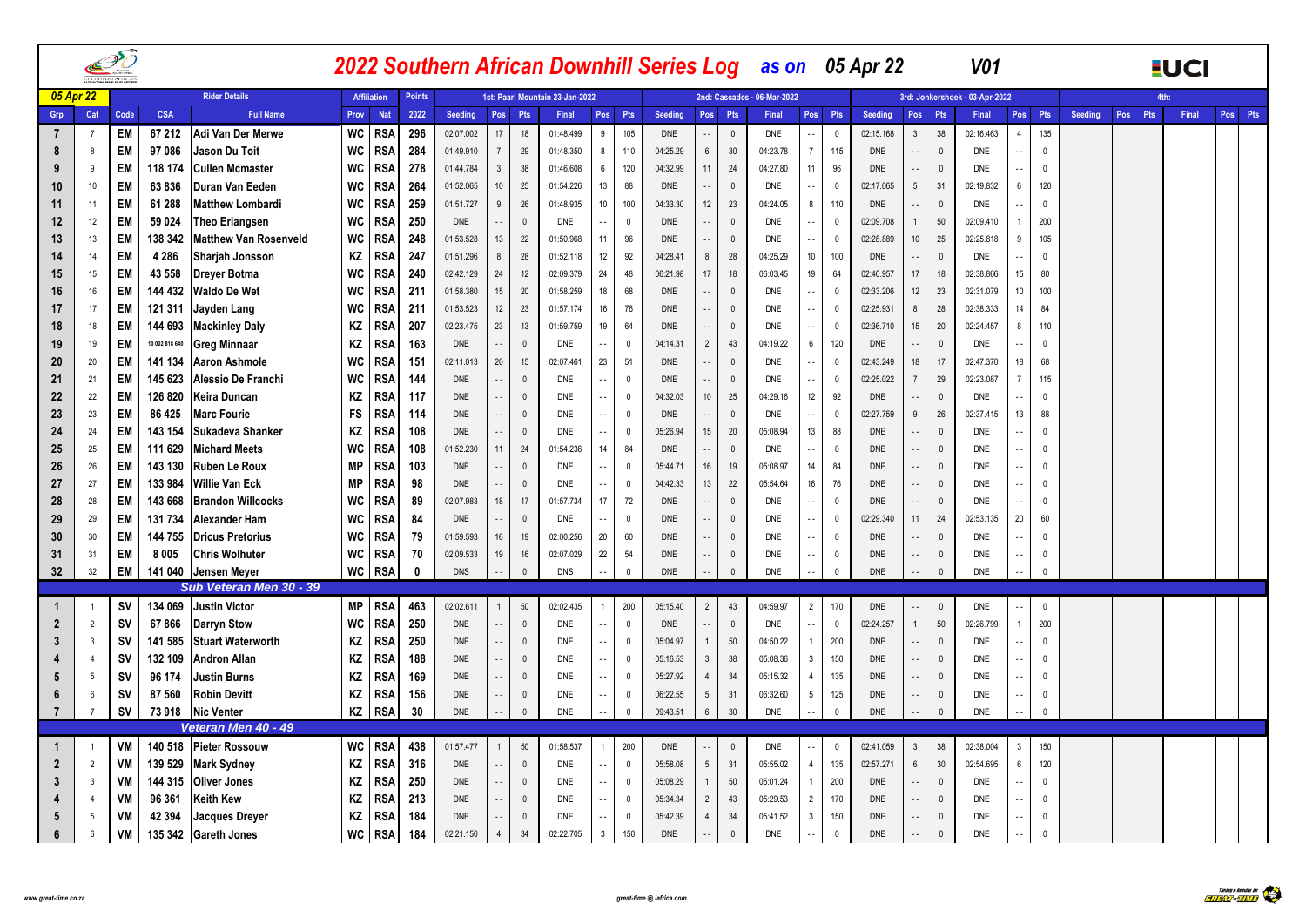# 2022 Southern African Downhill Series Log as on 05 Apr 22 V01

| Grp | Cat | Code | CSA | Full Name | Prov | Nat | 2022 | Seeding | Pos | Pts | Final | Pos | Pts | Seeding | Pos | Pts | Final | Pos | Pts | Seeding | Pos | Pts | Final | Pos | Pts | Seeding | Pos | Pts | Final | Pos | Pts |
|---|---|---|---|---|---|---|---|---|---|---|---|---|---|---|---|---|---|---|---|---|---|---|---|---|---|---|---|---|---|---|---|
| 05 Apr 22 | | | | Rider Details | Affiliation | | Points | 1st: Paarl Mountain 23-Jan-2022 | | | | | | 2nd: Cascades - 06-Mar-2022 | | | | | | 3rd: Jonkershoek - 03-Apr-2022 | | | | | | 4th: | | | | | |
| 7 | 7 | EM | 67 212 | Adi Van Der Merwe | WC | RSA | 296 | 02:07.002 | 17 | 18 | 01:48.499 | 9 | 105 | DNE | -- | 0 | DNE | -- | 0 | 02:15.168 | 3 | 38 | 02:16.463 | 4 | 135 | | | | | | |
| 8 | 8 | EM | 97 086 | Jason Du Toit | WC | RSA | 284 | 01:49.910 | 7 | 29 | 01:48.350 | 8 | 110 | 04:25.29 | 6 | 30 | 04:23.78 | 7 | 115 | DNE | -- | 0 | DNE | -- | 0 | | | | | | |
| 9 | 9 | EM | 118 174 | Cullen Mcmaster | WC | RSA | 278 | 01:44.784 | 3 | 38 | 01:46.608 | 6 | 120 | 04:32.99 | 11 | 24 | 04:27.80 | 11 | 96 | DNE | -- | 0 | DNE | -- | 0 | | | | | | |
| 10 | 10 | EM | 63 836 | Duran Van Eeden | WC | RSA | 264 | 01:52.065 | 10 | 25 | 01:54.226 | 13 | 88 | DNE | -- | 0 | DNE | -- | 0 | 02:17.065 | 5 | 31 | 02:19.832 | 6 | 120 | | | | | | |
| 11 | 11 | EM | 61 288 | Matthew Lombardi | WC | RSA | 259 | 01:51.727 | 9 | 26 | 01:48.935 | 10 | 100 | 04:33.30 | 12 | 23 | 04:24.05 | 8 | 110 | DNE | -- | 0 | DNE | -- | 0 | | | | | | |
| 12 | 12 | EM | 59 024 | Theo Erlangsen | WC | RSA | 250 | DNE | -- | 0 | DNE | -- | 0 | DNE | -- | 0 | DNE | -- | 0 | 02:09.708 | 1 | 50 | 02:09.410 | 1 | 200 | | | | | | |
| 13 | 13 | EM | 138 342 | Matthew Van Rosenveld | WC | RSA | 248 | 01:53.528 | 13 | 22 | 01:50.968 | 11 | 96 | DNE | -- | 0 | DNE | -- | 0 | 02:28.889 | 10 | 25 | 02:25.818 | 9 | 105 | | | | | | |
| 14 | 14 | EM | 4 286 | Sharjah Jonsson | KZ | RSA | 247 | 01:51.296 | 8 | 28 | 01:52.118 | 12 | 92 | 04:28.41 | 8 | 28 | 04:25.29 | 10 | 100 | DNE | -- | 0 | DNE | -- | 0 | | | | | | |
| 15 | 15 | EM | 43 558 | Dreyer Botma | WC | RSA | 240 | 02:42.129 | 24 | 12 | 02:09.379 | 24 | 48 | 06:21.98 | 17 | 18 | 06:03.45 | 19 | 64 | 02:40.957 | 17 | 18 | 02:38.866 | 15 | 80 | | | | | | |
| 16 | 16 | EM | 144 432 | Waldo De Wet | WC | RSA | 211 | 01:58.380 | 15 | 20 | 01:58.259 | 18 | 68 | DNE | -- | 0 | DNE | -- | 0 | 02:33.206 | 12 | 23 | 02:31.079 | 10 | 100 | | | | | | |
| 17 | 17 | EM | 121 311 | Jayden Lang | WC | RSA | 211 | 01:53.523 | 12 | 23 | 01:57.174 | 16 | 76 | DNE | -- | 0 | DNE | -- | 0 | 02:25.931 | 8 | 28 | 02:38.333 | 14 | 84 | | | | | | |
| 18 | 18 | EM | 144 693 | Mackinley Daly | KZ | RSA | 207 | 02:23.475 | 23 | 13 | 01:59.759 | 19 | 64 | DNE | -- | 0 | DNE | -- | 0 | 02:36.710 | 15 | 20 | 02:24.457 | 8 | 110 | | | | | | |
| 19 | 19 | EM | 10 002 818 640 | Greg Minnaar | KZ | RSA | 163 | DNE | -- | 0 | DNE | -- | 0 | 04:14.31 | 2 | 43 | 04:19.22 | 6 | 120 | DNE | -- | 0 | DNE | -- | 0 | | | | | | |
| 20 | 20 | EM | 141 134 | Aaron Ashmole | WC | RSA | 151 | 02:11.013 | 20 | 15 | 02:07.461 | 23 | 51 | DNE | -- | 0 | DNE | -- | 0 | 02:43.249 | 18 | 17 | 02:47.370 | 18 | 68 | | | | | | |
| 21 | 21 | EM | 145 623 | Alessio De Franchi | WC | RSA | 144 | DNE | -- | 0 | DNE | -- | 0 | DNE | -- | 0 | DNE | -- | 0 | 02:25.022 | 7 | 29 | 02:23.087 | 7 | 115 | | | | | | |
| 22 | 22 | EM | 126 820 | Keira Duncan | KZ | RSA | 117 | DNE | -- | 0 | DNE | -- | 0 | 04:32.03 | 10 | 25 | 04:29.16 | 12 | 92 | DNE | -- | 0 | DNE | -- | 0 | | | | | | |
| 23 | 23 | EM | 86 425 | Marc Fourie | FS | RSA | 114 | DNE | -- | 0 | DNE | -- | 0 | DNE | -- | 0 | DNE | -- | 0 | 02:27.759 | 9 | 26 | 02:37.415 | 13 | 88 | | | | | | |
| 24 | 24 | EM | 143 154 | Sukadeva Shanker | KZ | RSA | 108 | DNE | -- | 0 | DNE | -- | 0 | 05:26.94 | 15 | 20 | 05:08.94 | 13 | 88 | DNE | -- | 0 | DNE | -- | 0 | | | | | | |
| 25 | 25 | EM | 111 629 | Michard Meets | WC | RSA | 108 | 01:52.230 | 11 | 24 | 01:54.236 | 14 | 84 | DNE | -- | 0 | DNE | -- | 0 | DNE | -- | 0 | DNE | -- | 0 | | | | | | |
| 26 | 26 | EM | 143 130 | Ruben Le Roux | MP | RSA | 103 | DNE | -- | 0 | DNE | -- | 0 | 05:44.71 | 16 | 19 | 05:08.97 | 14 | 84 | DNE | -- | 0 | DNE | -- | 0 | | | | | | |
| 27 | 27 | EM | 133 984 | Willie Van Eck | MP | RSA | 98 | DNE | -- | 0 | DNE | -- | 0 | 04:42.33 | 13 | 22 | 05:54.64 | 16 | 76 | DNE | -- | 0 | DNE | -- | 0 | | | | | | |
| 28 | 28 | EM | 143 668 | Brandon Willcocks | WC | RSA | 89 | 02:07.983 | 18 | 17 | 01:57.734 | 17 | 72 | DNE | -- | 0 | DNE | -- | 0 | DNE | -- | 0 | DNE | -- | 0 | | | | | | |
| 29 | 29 | EM | 131 734 | Alexander Ham | WC | RSA | 84 | DNE | -- | 0 | DNE | -- | 0 | DNE | -- | 0 | DNE | -- | 0 | 02:29.340 | 11 | 24 | 02:53.135 | 20 | 60 | | | | | | |
| 30 | 30 | EM | 144 755 | Dricus Pretorius | WC | RSA | 79 | 01:59.593 | 16 | 19 | 02:00.256 | 20 | 60 | DNE | -- | 0 | DNE | -- | 0 | DNE | -- | 0 | DNE | -- | 0 | | | | | | |
| 31 | 31 | EM | 8 005 | Chris Wolhuter | WC | RSA | 70 | 02:09.533 | 19 | 16 | 02:07.029 | 22 | 54 | DNE | -- | 0 | DNE | -- | 0 | DNE | -- | 0 | DNE | -- | 0 | | | | | | |
| 32 | 32 | EM | 141 040 | Jensen Meyer | WC | RSA | 0 | DNS | -- | 0 | DNS | -- | 0 | DNE | -- | 0 | DNE | -- | 0 | DNE | -- | 0 | DNE | -- | 0 | | | | | | |
| | | | | **Sub Veteran Men 30 - 39** | | | | | | | | | | | | | | | | | | | | | | | | | | | |
| 1 | 1 | SV | 134 069 | Justin Victor | MP | RSA | 463 | 02:02.611 | 1 | 50 | 02:02.435 | 1 | 200 | 05:15.40 | 2 | 43 | 04:59.97 | 2 | 170 | DNE | -- | 0 | DNE | -- | 0 | | | | | | |
| 2 | 2 | SV | 67 866 | Darryn Stow | WC | RSA | 250 | DNE | -- | 0 | DNE | -- | 0 | DNE | -- | 0 | DNE | -- | 0 | 02:24.257 | 1 | 50 | 02:26.799 | 1 | 200 | | | | | | |
| 3 | 3 | SV | 141 585 | Stuart Waterworth | KZ | RSA | 250 | DNE | -- | 0 | DNE | -- | 0 | 05:04.97 | 1 | 50 | 04:50.22 | 1 | 200 | DNE | -- | 0 | DNE | -- | 0 | | | | | | |
| 4 | 4 | SV | 132 109 | Andron Allan | KZ | RSA | 188 | DNE | -- | 0 | DNE | -- | 0 | 05:16.53 | 3 | 38 | 05:08.36 | 3 | 150 | DNE | -- | 0 | DNE | -- | 0 | | | | | | |
| 5 | 5 | SV | 96 174 | Justin Burns | KZ | RSA | 169 | DNE | -- | 0 | DNE | -- | 0 | 05:27.92 | 4 | 34 | 05:15.32 | 4 | 135 | DNE | -- | 0 | DNE | -- | 0 | | | | | | |
| 6 | 6 | SV | 87 560 | Robin Devitt | KZ | RSA | 156 | DNE | -- | 0 | DNE | -- | 0 | 06:22.55 | 5 | 31 | 06:32.60 | 5 | 125 | DNE | -- | 0 | DNE | -- | 0 | | | | | | |
| 7 | 7 | SV | 73 918 | Nic Venter | KZ | RSA | 30 | DNE | -- | 0 | DNE | -- | 0 | 09:43.51 | 6 | 30 | DNE | -- | 0 | DNE | -- | 0 | DNE | -- | 0 | | | | | | |
| | | | | **Veteran Men 40 - 49** | | | | | | | | | | | | | | | | | | | | | | | | | | | |
| 1 | 1 | VM | 140 518 | Pieter Rossouw | WC | RSA | 438 | 01:57.477 | 1 | 50 | 01:58.537 | 1 | 200 | DNE | -- | 0 | DNE | -- | 0 | 02:41.059 | 3 | 38 | 02:38.004 | 3 | 150 | | | | | | |
| 2 | 2 | VM | 139 529 | Mark Sydney | KZ | RSA | 316 | DNE | -- | 0 | DNE | -- | 0 | 05:58.08 | 5 | 31 | 05:55.02 | 4 | 135 | 02:57.271 | 6 | 30 | 02:54.695 | 6 | 120 | | | | | | |
| 3 | 3 | VM | 144 315 | Oliver Jones | KZ | RSA | 250 | DNE | -- | 0 | DNE | -- | 0 | 05:08.29 | 1 | 50 | 05:01.24 | 1 | 200 | DNE | -- | 0 | DNE | -- | 0 | | | | | | |
| 4 | 4 | VM | 96 361 | Keith Kew | KZ | RSA | 213 | DNE | -- | 0 | DNE | -- | 0 | 05:34.34 | 2 | 43 | 05:29.53 | 2 | 170 | DNE | -- | 0 | DNE | -- | 0 | | | | | | |
| 5 | 5 | VM | 42 394 | Jacques Dreyer | KZ | RSA | 184 | DNE | -- | 0 | DNE | -- | 0 | 05:42.39 | 4 | 34 | 05:41.52 | 3 | 150 | DNE | -- | 0 | DNE | -- | 0 | | | | | | |
| 6 | 6 | VM | 135 342 | Gareth Jones | WC | RSA | 184 | 02:21.150 | 4 | 34 | 02:22.705 | 3 | 150 | DNE | -- | 0 | DNE | -- | 0 | DNE | -- | 0 | DNE | -- | 0 | | | | | | |

www.great-time.co.za

great-time @ iafrica.com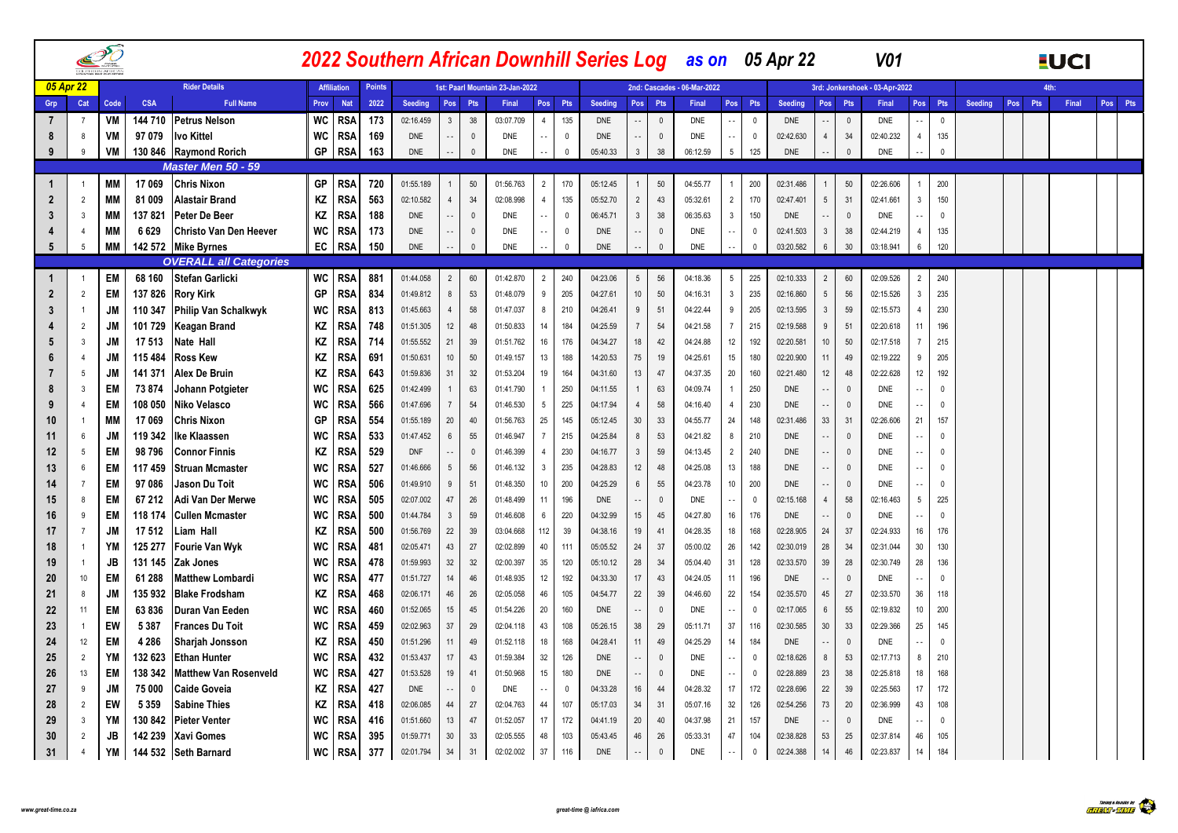# 2022 Southern African Downhill Series Log as on 05 Apr 22 V01

| 05 Apr 22 | | Rider Details | | | Affiliation | | Points | 1st: Paarl Mountain 23-Jan-2022 | | | | | | 2nd: Cascades - 06-Mar-2022 | | | | | | 3rd: Jonkershoek - 03-Apr-2022 | | | | | | 4th: | | | | | |
|---|---|---|---|---|---|---|---|---|---|---|---|---|---|---|---|---|---|---|---|---|---|---|---|---|---|---|---|---|---|---|---|
| Grp | Cat | Code | CSA | Full Name | Prov | Nat | 2022 | Seeding | Pos | Pts | Final | Pos | Pts | Seeding | Pos | Pts | Final | Pos | Pts | Seeding | Pos | Pts | Final | Pos | Pts | Seeding | Pos | Pts | Final | Pos | Pts |
| 7 | 7 | VM | 144 710 | Petrus Nelson | WC | RSA | 173 | 02:16.459 | 3 | 38 | 03:07.709 | 4 | 135 | DNE | -- | 0 | DNE | -- | 0 | DNE | -- | 0 | DNE | -- | 0 | | | | | | |
| 8 | 8 | VM | 97 079 | Ivo Kittel | WC | RSA | 169 | DNE | -- | 0 | DNE | -- | 0 | DNE | -- | 0 | DNE | -- | 0 | 02:42.630 | 4 | 34 | 02:40.232 | 4 | 135 | | | | | | |
| 9 | 9 | VM | 130 846 | Raymond Rorich | GP | RSA | 163 | DNE | -- | 0 | DNE | -- | 0 | 05:40.33 | 3 | 38 | 06:12.59 | 5 | 125 | DNE | -- | 0 | DNE | -- | 0 | | | | | | |
| | | | | **Master Men 50 - 59** | | | | | | | | | | | | | | | | | | | | | | | | | | | |
| 1 | 1 | MM | 17 069 | Chris Nixon | GP | RSA | 720 | 01:55.189 | 1 | 50 | 01:56.763 | 2 | 170 | 05:12.45 | 1 | 50 | 04:55.77 | 1 | 200 | 02:31.486 | 1 | 50 | 02:26.606 | 1 | 200 | | | | | | |
| 2 | 2 | MM | 81 009 | Alastair Brand | KZ | RSA | 563 | 02:10.582 | 4 | 34 | 02:08.998 | 4 | 135 | 05:52.70 | 2 | 43 | 05:32.61 | 2 | 170 | 02:47.401 | 5 | 31 | 02:41.661 | 3 | 150 | | | | | | |
| 3 | 3 | MM | 137 821 | Peter De Beer | KZ | RSA | 188 | DNE | -- | 0 | DNE | -- | 0 | 06:45.71 | 3 | 38 | 06:35.63 | 3 | 150 | DNE | -- | 0 | DNE | -- | 0 | | | | | | |
| 4 | 4 | MM | 6 629 | Christo Van Den Heever | WC | RSA | 173 | DNE | -- | 0 | DNE | -- | 0 | DNE | -- | 0 | DNE | -- | 0 | 02:41.503 | 3 | 38 | 02:44.219 | 4 | 135 | | | | | | |
| 5 | 5 | MM | 142 572 | Mike Byrnes | EC | RSA | 150 | DNE | -- | 0 | DNE | -- | 0 | DNE | -- | 0 | DNE | -- | 0 | 03:20.582 | 6 | 30 | 03:18.941 | 6 | 120 | | | | | | |
| | | | | **OVERALL all Categories** | | | | | | | | | | | | | | | | | | | | | | | | | | | |
| 1 | 1 | EM | 68 160 | Stefan Garlicki | WC | RSA | 881 | 01:44.058 | 2 | 60 | 01:42.870 | 2 | 240 | 04:23.06 | 5 | 56 | 04:18.36 | 5 | 225 | 02:10.333 | 2 | 60 | 02:09.526 | 2 | 240 | | | | | | |
| 2 | 2 | EM | 137 826 | Rory Kirk | GP | RSA | 834 | 01:49.812 | 8 | 53 | 01:48.079 | 9 | 205 | 04:27.61 | 10 | 50 | 04:16.31 | 3 | 235 | 02:16.860 | 5 | 56 | 02:15.526 | 3 | 235 | | | | | | |
| 3 | 1 | JM | 110 347 | Philip Van Schalkwyk | WC | RSA | 813 | 01:45.663 | 4 | 58 | 01:47.037 | 8 | 210 | 04:26.41 | 9 | 51 | 04:22.44 | 9 | 205 | 02:13.595 | 3 | 59 | 02:15.573 | 4 | 230 | | | | | | |
| 4 | 2 | JM | 101 729 | Keagan Brand | KZ | RSA | 748 | 01:51.305 | 12 | 48 | 01:50.833 | 14 | 184 | 04:25.59 | 7 | 54 | 04:21.58 | 7 | 215 | 02:19.588 | 9 | 51 | 02:20.618 | 11 | 196 | | | | | | |
| 5 | 3 | JM | 17 513 | Nate Hall | KZ | RSA | 714 | 01:55.552 | 21 | 39 | 01:51.762 | 16 | 176 | 04:34.27 | 18 | 42 | 04:24.88 | 12 | 192 | 02:20.581 | 10 | 50 | 02:17.518 | 7 | 215 | | | | | | |
| 6 | 4 | JM | 115 484 | Ross Kew | KZ | RSA | 691 | 01:50.631 | 10 | 50 | 01:49.157 | 13 | 188 | 14:20.53 | 75 | 19 | 04:25.61 | 15 | 180 | 02:20.900 | 11 | 49 | 02:19.222 | 9 | 205 | | | | | | |
| 7 | 5 | JM | 141 371 | Alex De Bruin | KZ | RSA | 643 | 01:59.836 | 31 | 32 | 01:53.204 | 19 | 164 | 04:31.60 | 13 | 47 | 04:37.35 | 20 | 160 | 02:21.480 | 12 | 48 | 02:22.628 | 12 | 192 | | | | | | |
| 8 | 3 | EM | 73 874 | Johann Potgieter | WC | RSA | 625 | 01:42.499 | 1 | 63 | 01:41.790 | 1 | 250 | 04:11.55 | 1 | 63 | 04:09.74 | 1 | 250 | DNE | -- | 0 | DNE | -- | 0 | | | | | | |
| 9 | 4 | EM | 108 050 | Niko Velasco | WC | RSA | 566 | 01:47.696 | 7 | 54 | 01:46.530 | 5 | 225 | 04:17.94 | 4 | 58 | 04:16.40 | 4 | 230 | DNE | -- | 0 | DNE | -- | 0 | | | | | | |
| 10 | 1 | MM | 17 069 | Chris Nixon | GP | RSA | 554 | 01:55.189 | 20 | 40 | 01:56.763 | 25 | 145 | 05:12.45 | 30 | 33 | 04:55.77 | 24 | 148 | 02:31.486 | 33 | 31 | 02:26.606 | 21 | 157 | | | | | | |
| 11 | 6 | JM | 119 342 | Ike Klaassen | WC | RSA | 533 | 01:47.452 | 6 | 55 | 01:46.947 | 7 | 215 | 04:25.84 | 8 | 53 | 04:21.82 | 8 | 210 | DNE | -- | 0 | DNE | -- | 0 | | | | | | |
| 12 | 5 | EM | 98 796 | Connor Finnis | KZ | RSA | 529 | DNF | -- | 0 | 01:46.399 | 4 | 230 | 04:16.77 | 3 | 59 | 04:13.45 | 2 | 240 | DNE | -- | 0 | DNE | -- | 0 | | | | | | |
| 13 | 6 | EM | 117 459 | Struan Mcmaster | WC | RSA | 527 | 01:46.666 | 5 | 56 | 01:46.132 | 3 | 235 | 04:28.83 | 12 | 48 | 04:25.08 | 13 | 188 | DNE | -- | 0 | DNE | -- | 0 | | | | | | |
| 14 | 7 | EM | 97 086 | Jason Du Toit | WC | RSA | 506 | 01:49.910 | 9 | 51 | 01:48.350 | 10 | 200 | 04:25.29 | 6 | 55 | 04:23.78 | 10 | 200 | DNE | -- | 0 | DNE | -- | 0 | | | | | | |
| 15 | 8 | EM | 67 212 | Adi Van Der Merwe | WC | RSA | 505 | 02:07.002 | 47 | 26 | 01:48.499 | 11 | 196 | DNE | -- | 0 | DNE | -- | 0 | 02:15.168 | 4 | 58 | 02:16.463 | 5 | 225 | | | | | | |
| 16 | 9 | EM | 118 174 | Cullen Mcmaster | WC | RSA | 500 | 01:44.784 | 3 | 59 | 01:46.608 | 6 | 220 | 04:32.99 | 15 | 45 | 04:27.80 | 16 | 176 | DNE | -- | 0 | DNE | -- | 0 | | | | | | |
| 17 | 7 | JM | 17 512 | Liam Hall | KZ | RSA | 500 | 01:56.769 | 22 | 39 | 03:04.668 | 112 | 39 | 04:38.16 | 19 | 41 | 04:28.35 | 18 | 168 | 02:28.905 | 24 | 37 | 02:24.933 | 16 | 176 | | | | | | |
| 18 | 1 | YM | 125 277 | Fourie Van Wyk | WC | RSA | 481 | 02:05.471 | 43 | 27 | 02:02.899 | 40 | 111 | 05:05.52 | 24 | 37 | 05:00.02 | 26 | 142 | 02:30.019 | 28 | 34 | 02:31.044 | 30 | 130 | | | | | | |
| 19 | 1 | JB | 131 145 | Zak Jones | WC | RSA | 478 | 01:59.993 | 32 | 32 | 02:00.397 | 35 | 120 | 05:10.12 | 28 | 34 | 05:04.40 | 31 | 128 | 02:33.570 | 39 | 28 | 02:30.749 | 28 | 136 | | | | | | |
| 20 | 10 | EM | 61 288 | Matthew Lombardi | WC | RSA | 477 | 01:51.727 | 14 | 46 | 01:48.935 | 12 | 192 | 04:33.30 | 17 | 43 | 04:24.05 | 11 | 196 | DNE | -- | 0 | DNE | -- | 0 | | | | | | |
| 21 | 8 | JM | 135 932 | Blake Frodsham | KZ | RSA | 468 | 02:06.171 | 46 | 26 | 02:05.058 | 46 | 105 | 04:54.77 | 22 | 39 | 04:46.60 | 22 | 154 | 02:35.570 | 45 | 27 | 02:33.570 | 36 | 118 | | | | | | |
| 22 | 11 | EM | 63 836 | Duran Van Eeden | WC | RSA | 460 | 01:52.065 | 15 | 45 | 01:54.226 | 20 | 160 | DNE | -- | 0 | DNE | -- | 0 | 02:17.065 | 6 | 55 | 02:19.832 | 10 | 200 | | | | | | |
| 23 | 1 | EW | 5 387 | Frances Du Toit | WC | RSA | 459 | 02:02.963 | 37 | 29 | 02:04.118 | 43 | 108 | 05:26.15 | 38 | 29 | 05:11.71 | 37 | 116 | 02:30.585 | 30 | 33 | 02:29.366 | 25 | 145 | | | | | | |
| 24 | 12 | EM | 4 286 | Sharjah Jonsson | KZ | RSA | 450 | 01:51.296 | 11 | 49 | 01:52.118 | 18 | 168 | 04:28.41 | 11 | 49 | 04:25.29 | 14 | 184 | DNE | -- | 0 | DNE | -- | 0 | | | | | | |
| 25 | 2 | YM | 132 623 | Ethan Hunter | WC | RSA | 432 | 01:53.437 | 17 | 43 | 01:59.384 | 32 | 126 | DNE | -- | 0 | DNE | -- | 0 | 02:18.626 | 8 | 53 | 02:17.713 | 8 | 210 | | | | | | |
| 26 | 13 | EM | 138 342 | Matthew Van Rosenveld | WC | RSA | 427 | 01:53.528 | 19 | 41 | 01:50.968 | 15 | 180 | DNE | -- | 0 | DNE | -- | 0 | 02:28.889 | 23 | 38 | 02:25.818 | 18 | 168 | | | | | | |
| 27 | 9 | JM | 75 000 | Caide Goveia | KZ | RSA | 427 | DNE | -- | 0 | DNE | -- | 0 | 04:33.28 | 16 | 44 | 04:28.32 | 17 | 172 | 02:28.696 | 22 | 39 | 02:25.563 | 17 | 172 | | | | | | |
| 28 | 2 | EW | 5 359 | Sabine Thies | KZ | RSA | 418 | 02:06.085 | 44 | 27 | 02:04.763 | 44 | 107 | 05:17.03 | 34 | 31 | 05:07.16 | 32 | 126 | 02:54.256 | 73 | 20 | 02:36.999 | 43 | 108 | | | | | | |
| 29 | 3 | YM | 130 842 | Pieter Venter | WC | RSA | 416 | 01:51.660 | 13 | 47 | 01:52.057 | 17 | 172 | 04:41.19 | 20 | 40 | 04:37.98 | 21 | 157 | DNE | -- | 0 | DNE | -- | 0 | | | | | | |
| 30 | 2 | JB | 142 239 | Xavi Gomes | WC | RSA | 395 | 01:59.771 | 30 | 33 | 02:05.555 | 48 | 103 | 05:43.45 | 46 | 26 | 05:33.31 | 47 | 104 | 02:38.828 | 53 | 25 | 02:37.814 | 46 | 105 | | | | | | |
| 31 | 4 | YM | 144 532 | Seth Barnard | WC | RSA | 377 | 02:01.794 | 34 | 31 | 02:02.002 | 37 | 116 | DNE | -- | 0 | DNE | -- | 0 | 02:24.388 | 14 | 46 | 02:23.837 | 14 | 184 | | | | | | |

www.great-time.co.za | great-time @ iafrica.com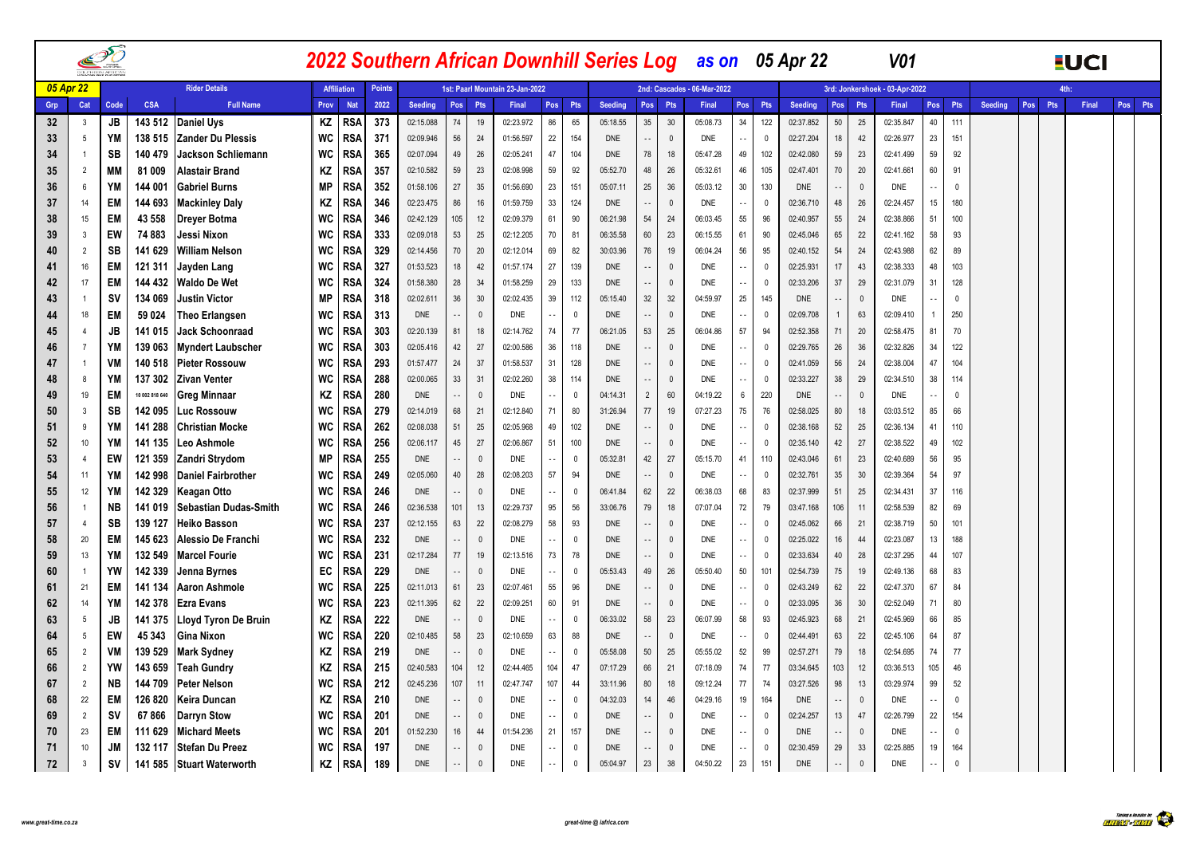# 2022 Southern African Downhill Series Log as on 05 Apr 22 V01

| 05 Apr 22 | | Rider Details | | Affiliation | | Points | 1st: Paarl Mountain 23-Jan-2022 | | | | | | 2nd: Cascades - 06-Mar-2022 | | | | | | 3rd: Jonkershoek - 03-Apr-2022 | | | | | | 4th: | | | | | |
|---|---|---|---|---|---|---|---|---|---|---|---|---|---|---|---|---|---|---|---|---|---|---|---|---|---|---|---|---|---|---|
| Grp | Cat | Code | CSA | Full Name | Prov | Nat | 2022 | Seeding | Pos | Pts | Final | Pos | Pts | Seeding | Pos | Pts | Final | Pos | Pts | Seeding | Pos | Pts | Final | Pos | Pts | Seeding | Pos | Pts | Final | Pos | Pts |
| 32 | 3 | JB | 143 512 | Daniel Uys | KZ | RSA | 373 | 02:15.088 | 74 | 19 | 02:23.972 | 86 | 65 | 05:18.55 | 35 | 30 | 05:08.73 | 34 | 122 | 02:37.852 | 50 | 25 | 02:35.847 | 40 | 111 | | | | | | |
| 33 | 5 | YM | 138 515 | Zander Du Plessis | WC | RSA | 371 | 02:09.946 | 56 | 24 | 01:56.597 | 22 | 154 | DNE | -- | 0 | DNE | -- | 0 | 02:27.204 | 18 | 42 | 02:26.977 | 23 | 151 | | | | | | |
| 34 | 1 | SB | 140 479 | Jackson Schliemann | WC | RSA | 365 | 02:07.094 | 49 | 26 | 02:05.241 | 47 | 104 | DNE | 78 | 18 | 05:47.28 | 49 | 102 | 02:42.080 | 59 | 23 | 02:41.499 | 59 | 92 | | | | | | |
| 35 | 2 | MM | 81 009 | Alastair Brand | KZ | RSA | 357 | 02:10.582 | 59 | 23 | 02:08.998 | 59 | 92 | 05:52.70 | 48 | 26 | 05:32.61 | 46 | 105 | 02:47.401 | 70 | 20 | 02:41.661 | 60 | 91 | | | | | | |
| 36 | 6 | YM | 144 001 | Gabriel Burns | MP | RSA | 352 | 01:58.106 | 27 | 35 | 01:56.690 | 23 | 151 | 05:07.11 | 25 | 36 | 05:03.12 | 30 | 130 | DNE | -- | 0 | DNE | -- | 0 | | | | | | |
| 37 | 14 | EM | 144 693 | Mackinley Daly | KZ | RSA | 346 | 02:23.475 | 86 | 16 | 01:59.759 | 33 | 124 | DNE | -- | 0 | DNE | -- | 0 | 02:36.710 | 48 | 26 | 02:24.457 | 15 | 180 | | | | | | |
| 38 | 15 | EM | 43 558 | Dreyer Botma | WC | RSA | 346 | 02:42.129 | 105 | 12 | 02:09.379 | 61 | 90 | 06:21.98 | 54 | 24 | 06:03.45 | 55 | 96 | 02:40.957 | 55 | 24 | 02:38.866 | 51 | 100 | | | | | | |
| 39 | 3 | EW | 74 883 | Jessi Nixon | WC | RSA | 333 | 02:09.018 | 53 | 25 | 02:12.205 | 70 | 81 | 06:35.58 | 60 | 23 | 06:15.55 | 61 | 90 | 02:45.046 | 65 | 22 | 02:41.162 | 58 | 93 | | | | | | |
| 40 | 2 | SB | 141 629 | William Nelson | WC | RSA | 329 | 02:14.456 | 70 | 20 | 02:12.014 | 69 | 82 | 30:03.96 | 76 | 19 | 06:04.24 | 56 | 95 | 02:40.152 | 54 | 24 | 02:43.988 | 62 | 89 | | | | | | |
| 41 | 16 | EM | 121 311 | Jayden Lang | WC | RSA | 327 | 01:53.523 | 18 | 42 | 01:57.174 | 27 | 139 | DNE | -- | 0 | DNE | -- | 0 | 02:25.931 | 17 | 43 | 02:38.333 | 48 | 103 | | | | | | |
| 42 | 17 | EM | 144 432 | Waldo De Wet | WC | RSA | 324 | 01:58.380 | 28 | 34 | 01:58.259 | 29 | 133 | DNE | -- | 0 | DNE | -- | 0 | 02:33.206 | 37 | 29 | 02:31.079 | 31 | 128 | | | | | | |
| 43 | 1 | SV | 134 069 | Justin Victor | MP | RSA | 318 | 02:02.611 | 36 | 30 | 02:02.435 | 39 | 112 | 05:15.40 | 32 | 32 | 04:59.97 | 25 | 145 | DNE | -- | 0 | DNE | -- | 0 | | | | | | |
| 44 | 18 | EM | 59 024 | Theo Erlangsen | WC | RSA | 313 | DNE | -- | 0 | DNE | -- | 0 | DNE | -- | 0 | DNE | -- | 0 | 02:09.708 | 1 | 63 | 02:09.410 | 1 | 250 | | | | | | |
| 45 | 4 | JB | 141 015 | Jack Schoonraad | WC | RSA | 303 | 02:20.139 | 81 | 18 | 02:14.762 | 74 | 77 | 06:21.05 | 53 | 25 | 06:04.86 | 57 | 94 | 02:52.358 | 71 | 20 | 02:58.475 | 81 | 70 | | | | | | |
| 46 | 7 | YM | 139 063 | Myndert Laubscher | WC | RSA | 303 | 02:05.416 | 42 | 27 | 02:00.586 | 36 | 118 | DNE | -- | 0 | DNE | -- | 0 | 02:29.765 | 26 | 36 | 02:32.826 | 34 | 122 | | | | | | |
| 47 | 1 | VM | 140 518 | Pieter Rossouw | WC | RSA | 293 | 01:57.477 | 24 | 37 | 01:58.537 | 31 | 128 | DNE | -- | 0 | DNE | -- | 0 | 02:41.059 | 56 | 24 | 02:38.004 | 47 | 104 | | | | | | |
| 48 | 8 | YM | 137 302 | Zivan Venter | WC | RSA | 288 | 02:00.065 | 33 | 31 | 02:02.260 | 38 | 114 | DNE | -- | 0 | DNE | -- | 0 | 02:33.227 | 38 | 29 | 02:34.510 | 38 | 114 | | | | | | |
| 49 | 19 | EM | 10 002 818 640 | Greg Minnaar | KZ | RSA | 280 | DNE | -- | 0 | DNE | -- | 0 | 04:14.31 | 2 | 60 | 04:19.22 | 6 | 220 | DNE | -- | 0 | DNE | -- | 0 | | | | | | |
| 50 | 3 | SB | 142 095 | Luc Rossouw | WC | RSA | 279 | 02:14.019 | 68 | 21 | 02:12.840 | 71 | 80 | 31:26.94 | 77 | 19 | 07:27.23 | 75 | 76 | 02:58.025 | 80 | 18 | 03:03.512 | 85 | 66 | | | | | | |
| 51 | 9 | YM | 141 288 | Christian Mocke | WC | RSA | 262 | 02:08.038 | 51 | 25 | 02:05.968 | 49 | 102 | DNE | -- | 0 | DNE | -- | 0 | 02:38.168 | 52 | 25 | 02:36.134 | 41 | 110 | | | | | | |
| 52 | 10 | YM | 141 135 | Leo Ashmole | WC | RSA | 256 | 02:06.117 | 45 | 27 | 02:06.867 | 51 | 100 | DNE | -- | 0 | DNE | -- | 0 | 02:35.140 | 42 | 27 | 02:38.522 | 49 | 102 | | | | | | |
| 53 | 4 | EW | 121 359 | Zandri Strydom | MP | RSA | 255 | DNE | -- | 0 | DNE | -- | 0 | 05:32.81 | 42 | 27 | 05:15.70 | 41 | 110 | 02:43.046 | 61 | 23 | 02:40.689 | 56 | 95 | | | | | | |
| 54 | 11 | YM | 142 998 | Daniel Fairbrother | WC | RSA | 249 | 02:05.060 | 40 | 28 | 02:08.203 | 57 | 94 | DNE | -- | 0 | DNE | -- | 0 | 02:32.761 | 35 | 30 | 02:39.364 | 54 | 97 | | | | | | |
| 55 | 12 | YM | 142 329 | Keagan Otto | WC | RSA | 246 | DNE | -- | 0 | DNE | -- | 0 | 06:41.84 | 62 | 22 | 06:38.03 | 68 | 83 | 02:37.999 | 51 | 25 | 02:34.431 | 37 | 116 | | | | | | |
| 56 | 1 | NB | 141 019 | Sebastian Dudas-Smith | WC | RSA | 246 | 02:36.538 | 101 | 13 | 02:29.737 | 95 | 56 | 33:06.76 | 79 | 18 | 07:07.04 | 72 | 79 | 03:47.168 | 106 | 11 | 02:58.539 | 82 | 69 | | | | | | |
| 57 | 4 | SB | 139 127 | Heiko Basson | WC | RSA | 237 | 02:12.155 | 63 | 22 | 02:08.279 | 58 | 93 | DNE | -- | 0 | DNE | -- | 0 | 02:45.062 | 66 | 21 | 02:38.719 | 50 | 101 | | | | | | |
| 58 | 20 | EM | 145 623 | Alessio De Franchi | WC | RSA | 232 | DNE | -- | 0 | DNE | -- | 0 | DNE | -- | 0 | DNE | -- | 0 | 02:25.022 | 16 | 44 | 02:23.087 | 13 | 188 | | | | | | |
| 59 | 13 | YM | 132 549 | Marcel Fourie | WC | RSA | 231 | 02:17.284 | 77 | 19 | 02:13.516 | 73 | 78 | DNE | -- | 0 | DNE | -- | 0 | 02:33.634 | 40 | 28 | 02:37.295 | 44 | 107 | | | | | | |
| 60 | 1 | YW | 142 339 | Jenna Byrnes | EC | RSA | 229 | DNE | -- | 0 | DNE | -- | 0 | 05:53.43 | 49 | 26 | 05:50.40 | 50 | 101 | 02:54.739 | 75 | 19 | 02:49.136 | 68 | 83 | | | | | | |
| 61 | 21 | EM | 141 134 | Aaron Ashmole | WC | RSA | 225 | 02:11.013 | 61 | 23 | 02:07.461 | 55 | 96 | DNE | -- | 0 | DNE | -- | 0 | 02:43.249 | 62 | 22 | 02:47.370 | 67 | 84 | | | | | | |
| 62 | 14 | YM | 142 378 | Ezra Evans | WC | RSA | 223 | 02:11.395 | 62 | 22 | 02:09.251 | 60 | 91 | DNE | -- | 0 | DNE | -- | 0 | 02:33.095 | 36 | 30 | 02:52.049 | 71 | 80 | | | | | | |
| 63 | 5 | JB | 141 375 | Lloyd Tyron De Bruin | KZ | RSA | 222 | DNE | -- | 0 | DNE | -- | 0 | 06:33.02 | 58 | 23 | 06:07.99 | 58 | 93 | 02:45.923 | 68 | 21 | 02:45.969 | 66 | 85 | | | | | | |
| 64 | 5 | EW | 45 343 | Gina Nixon | WC | RSA | 220 | 02:10.485 | 58 | 23 | 02:10.659 | 63 | 88 | DNE | -- | 0 | DNE | -- | 0 | 02:44.491 | 63 | 22 | 02:45.106 | 64 | 87 | | | | | | |
| 65 | 2 | VM | 139 529 | Mark Sydney | KZ | RSA | 219 | DNE | -- | 0 | DNE | -- | 0 | 05:58.08 | 50 | 25 | 05:55.02 | 52 | 99 | 02:57.271 | 79 | 18 | 02:54.695 | 74 | 77 | | | | | | |
| 66 | 2 | YW | 143 659 | Teah Gundry | KZ | RSA | 215 | 02:40.583 | 104 | 12 | 02:44.465 | 104 | 47 | 07:17.29 | 66 | 21 | 07:18.09 | 74 | 77 | 03:34.645 | 103 | 12 | 03:36.513 | 105 | 46 | | | | | | |
| 67 | 2 | NB | 144 709 | Peter Nelson | WC | RSA | 212 | 02:45.236 | 107 | 11 | 02:47.747 | 107 | 44 | 33:11.96 | 80 | 18 | 09:12.24 | 77 | 74 | 03:27.526 | 98 | 13 | 03:29.974 | 99 | 52 | | | | | | |
| 68 | 22 | EM | 126 820 | Keira Duncan | KZ | RSA | 210 | DNE | -- | 0 | DNE | -- | 0 | 04:32.03 | 14 | 46 | 04:29.16 | 19 | 164 | DNE | -- | 0 | DNE | -- | 0 | | | | | | |
| 69 | 2 | SV | 67 866 | Darryn Stow | WC | RSA | 201 | DNE | -- | 0 | DNE | -- | 0 | DNE | -- | 0 | DNE | -- | 0 | 02:24.257 | 13 | 47 | 02:26.799 | 22 | 154 | | | | | | |
| 70 | 23 | EM | 111 629 | Michard Meets | WC | RSA | 201 | 01:52.230 | 16 | 44 | 01:54.236 | 21 | 157 | DNE | -- | 0 | DNE | -- | 0 | DNE | -- | 0 | DNE | -- | 0 | | | | | | |
| 71 | 10 | JM | 132 117 | Stefan Du Preez | WC | RSA | 197 | DNE | -- | 0 | DNE | -- | 0 | DNE | -- | 0 | DNE | -- | 0 | 02:30.459 | 29 | 33 | 02:25.885 | 19 | 164 | | | | | | |
| 72 | 3 | SV | 141 585 | Stuart Waterworth | KZ | RSA | 189 | DNE | -- | 0 | DNE | -- | 0 | 05:04.97 | 23 | 38 | 04:50.22 | 23 | 151 | DNE | -- | 0 | DNE | -- | 0 | | | | | | |

www.great-time.co.za

great-time @ iafrica.com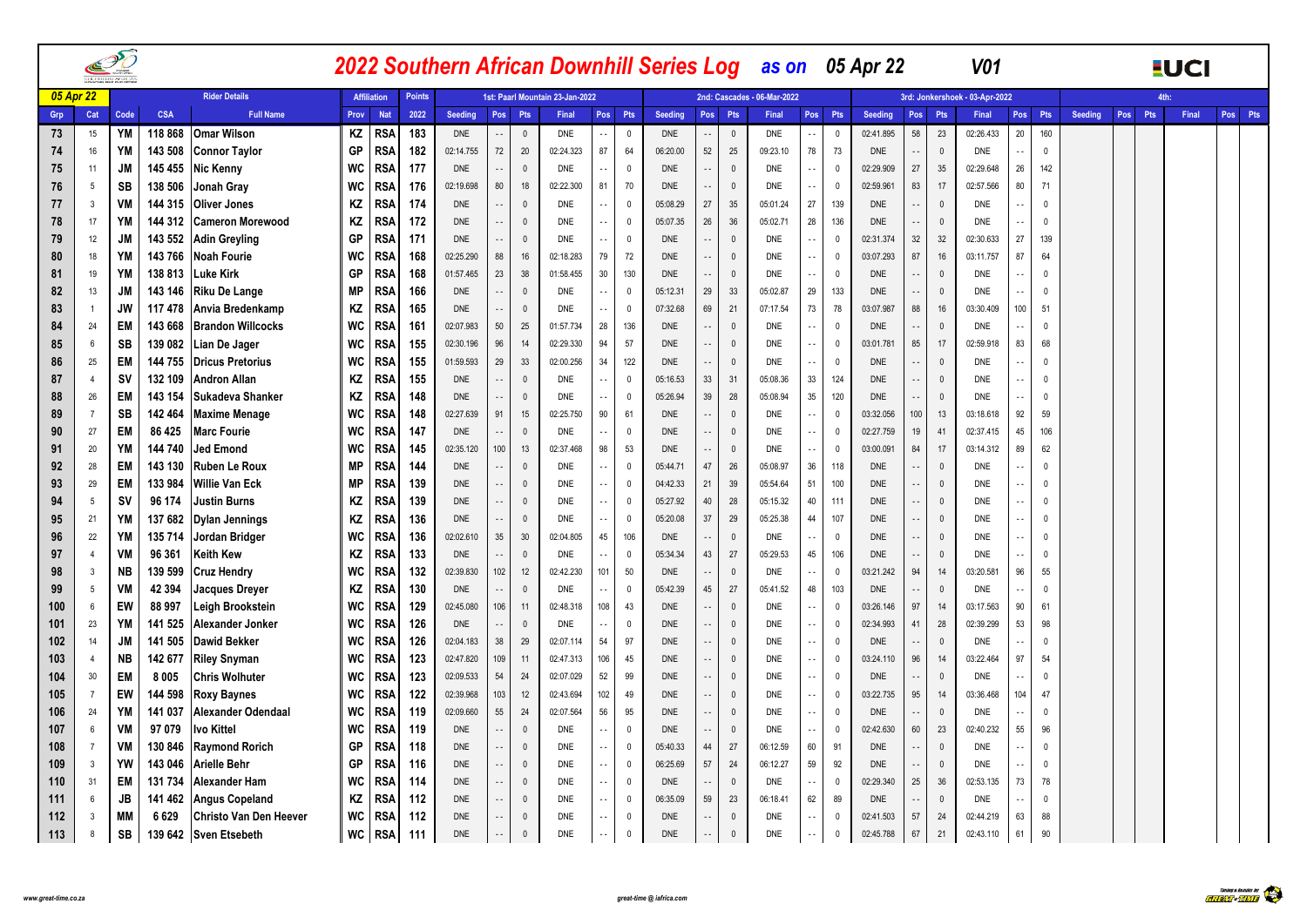# 2022 Southern African Downhill Series Log as on 05 Apr 22 V01

| 05 Apr 22 | | Rider Details | | | Affiliation | | Points | 1st: Paarl Mountain 23-Jan-2022 | | | | | | 2nd: Cascades - 06-Mar-2022 | | | | | | 3rd: Jonkershoek - 03-Apr-2022 | | | | | | 4th: | | | | | |
|---|---|---|---|---|---|---|---|---|---|---|---|---|---|---|---|---|---|---|---|---|---|---|---|---|---|---|---|---|---|---|---|
| Grp | Cat | Code | CSA | Full Name | Prov | Nat | 2022 | Seeding | Pos | Pts | Final | Pos | Pts | Seeding | Pos | Pts | Final | Pos | Pts | Seeding | Pos | Pts | Final | Pos | Pts | Seeding | Pos | Pts | Final | Pos | Pts |
| 73 | 15 | YM | 118 868 | Omar Wilson | KZ | RSA | 183 | DNE | -- | 0 | DNE | -- | 0 | DNE | -- | 0 | DNE | -- | 0 | 02:41.895 | 58 | 23 | 02:26.433 | 20 | 160 | | | | | | |
| 74 | 16 | YM | 143 508 | Connor Taylor | GP | RSA | 182 | 02:14.755 | 72 | 20 | 02:24.323 | 87 | 64 | 06:20.00 | 52 | 25 | 09:23.10 | 78 | 73 | DNE | -- | 0 | DNE | -- | 0 | | | | | | |
| 75 | 11 | JM | 145 455 | Nic Kenny | WC | RSA | 177 | DNE | -- | 0 | DNE | -- | 0 | DNE | -- | 0 | DNE | -- | 0 | 02:29.909 | 27 | 35 | 02:29.648 | 26 | 142 | | | | | | |
| 76 | 5 | SB | 138 506 | Jonah Gray | WC | RSA | 176 | 02:19.698 | 80 | 18 | 02:22.300 | 81 | 70 | DNE | -- | 0 | DNE | -- | 0 | 02:59.961 | 83 | 17 | 02:57.566 | 80 | 71 | | | | | | |
| 77 | 3 | VM | 144 315 | Oliver Jones | KZ | RSA | 174 | DNE | -- | 0 | DNE | -- | 0 | 05:08.29 | 27 | 35 | 05:01.24 | 27 | 139 | DNE | -- | 0 | DNE | -- | 0 | | | | | | |
| 78 | 17 | YM | 144 312 | Cameron Morewood | KZ | RSA | 172 | DNE | -- | 0 | DNE | -- | 0 | 05:07.35 | 26 | 36 | 05:02.71 | 28 | 136 | DNE | -- | 0 | DNE | -- | 0 | | | | | | |
| 79 | 12 | JM | 143 552 | Adin Greyling | GP | RSA | 171 | DNE | -- | 0 | DNE | -- | 0 | DNE | -- | 0 | DNE | -- | 0 | 02:31.374 | 32 | 32 | 02:30.633 | 27 | 139 | | | | | | |
| 80 | 18 | YM | 143 766 | Noah Fourie | WC | RSA | 168 | 02:25.290 | 88 | 16 | 02:18.283 | 79 | 72 | DNE | -- | 0 | DNE | -- | 0 | 03:07.293 | 87 | 16 | 03:11.757 | 87 | 64 | | | | | | |
| 81 | 19 | YM | 138 813 | Luke Kirk | GP | RSA | 168 | 01:57.465 | 23 | 38 | 01:58.455 | 30 | 130 | DNE | -- | 0 | DNE | -- | 0 | DNE | -- | 0 | DNE | -- | 0 | | | | | | |
| 82 | 13 | JM | 143 146 | Riku De Lange | MP | RSA | 166 | DNE | -- | 0 | DNE | -- | 0 | 05:12.31 | 29 | 33 | 05:02.87 | 29 | 133 | DNE | -- | 0 | DNE | -- | 0 | | | | | | |
| 83 | 1 | JW | 117 478 | Anvia Bredenkamp | KZ | RSA | 165 | DNE | -- | 0 | DNE | -- | 0 | 07:32.68 | 69 | 21 | 07:17.54 | 73 | 78 | 03:07.987 | 88 | 16 | 03:30.409 | 100 | 51 | | | | | | |
| 84 | 24 | EM | 143 668 | Brandon Willcocks | WC | RSA | 161 | 02:07.983 | 50 | 25 | 01:57.734 | 28 | 136 | DNE | -- | 0 | DNE | -- | 0 | DNE | -- | 0 | DNE | -- | 0 | | | | | | |
| 85 | 6 | SB | 139 082 | Lian De Jager | WC | RSA | 155 | 02:30.196 | 96 | 14 | 02:29.330 | 94 | 57 | DNE | -- | 0 | DNE | -- | 0 | 03:01.781 | 85 | 17 | 02:59.918 | 83 | 68 | | | | | | |
| 86 | 25 | EM | 144 755 | Dricus Pretorius | WC | RSA | 155 | 01:59.593 | 29 | 33 | 02:00.256 | 34 | 122 | DNE | -- | 0 | DNE | -- | 0 | DNE | -- | 0 | DNE | -- | 0 | | | | | | |
| 87 | 4 | SV | 132 109 | Andron Allan | KZ | RSA | 155 | DNE | -- | 0 | DNE | -- | 0 | 05:16.53 | 33 | 31 | 05:08.36 | 33 | 124 | DNE | -- | 0 | DNE | -- | 0 | | | | | | |
| 88 | 26 | EM | 143 154 | Sukadeva Shanker | KZ | RSA | 148 | DNE | -- | 0 | DNE | -- | 0 | 05:26.94 | 39 | 28 | 05:08.94 | 35 | 120 | DNE | -- | 0 | DNE | -- | 0 | | | | | | |
| 89 | 7 | SB | 142 464 | Maxime Menage | WC | RSA | 148 | 02:27.639 | 91 | 15 | 02:25.750 | 90 | 61 | DNE | -- | 0 | DNE | -- | 0 | 03:32.056 | 100 | 13 | 03:18.618 | 92 | 59 | | | | | | |
| 90 | 27 | EM | 86 425 | Marc Fourie | WC | RSA | 147 | DNE | -- | 0 | DNE | -- | 0 | DNE | -- | 0 | DNE | -- | 0 | 02:27.759 | 19 | 41 | 02:37.415 | 45 | 106 | | | | | | |
| 91 | 20 | YM | 144 740 | Jed Emond | WC | RSA | 145 | 02:35.120 | 100 | 13 | 02:37.468 | 98 | 53 | DNE | -- | 0 | DNE | -- | 0 | 03:00.091 | 84 | 17 | 03:14.312 | 89 | 62 | | | | | | |
| 92 | 28 | EM | 143 130 | Ruben Le Roux | MP | RSA | 144 | DNE | -- | 0 | DNE | -- | 0 | 05:44.71 | 47 | 26 | 05:08.97 | 36 | 118 | DNE | -- | 0 | DNE | -- | 0 | | | | | | |
| 93 | 29 | EM | 133 984 | Willie Van Eck | MP | RSA | 139 | DNE | -- | 0 | DNE | -- | 0 | 04:42.33 | 21 | 39 | 05:54.64 | 51 | 100 | DNE | -- | 0 | DNE | -- | 0 | | | | | | |
| 94 | 5 | SV | 96 174 | Justin Burns | KZ | RSA | 139 | DNE | -- | 0 | DNE | -- | 0 | 05:27.92 | 40 | 28 | 05:15.32 | 40 | 111 | DNE | -- | 0 | DNE | -- | 0 | | | | | | |
| 95 | 21 | YM | 137 682 | Dylan Jennings | KZ | RSA | 136 | DNE | -- | 0 | DNE | -- | 0 | 05:20.08 | 37 | 29 | 05:25.38 | 44 | 107 | DNE | -- | 0 | DNE | -- | 0 | | | | | | |
| 96 | 22 | YM | 135 714 | Jordan Bridger | WC | RSA | 136 | 02:02.610 | 35 | 30 | 02:04.805 | 45 | 106 | DNE | -- | 0 | DNE | -- | 0 | DNE | -- | 0 | DNE | -- | 0 | | | | | | |
| 97 | 4 | VM | 96 361 | Keith Kew | KZ | RSA | 133 | DNE | -- | 0 | DNE | -- | 0 | 05:34.34 | 43 | 27 | 05:29.53 | 45 | 106 | DNE | -- | 0 | DNE | -- | 0 | | | | | | |
| 98 | 3 | NB | 139 599 | Cruz Hendry | WC | RSA | 132 | 02:39.830 | 102 | 12 | 02:42.230 | 101 | 50 | DNE | -- | 0 | DNE | -- | 0 | 03:21.242 | 94 | 14 | 03:20.581 | 96 | 55 | | | | | | |
| 99 | 5 | VM | 42 394 | Jacques Dreyer | KZ | RSA | 130 | DNE | -- | 0 | DNE | -- | 0 | 05:42.39 | 45 | 27 | 05:41.52 | 48 | 103 | DNE | -- | 0 | DNE | -- | 0 | | | | | | |
| 100 | 6 | EW | 88 997 | Leigh Brookstein | WC | RSA | 129 | 02:45.080 | 106 | 11 | 02:48.318 | 108 | 43 | DNE | -- | 0 | DNE | -- | 0 | 03:26.146 | 97 | 14 | 03:17.563 | 90 | 61 | | | | | | |
| 101 | 23 | YM | 141 525 | Alexander Jonker | WC | RSA | 126 | DNE | -- | 0 | DNE | -- | 0 | DNE | -- | 0 | DNE | -- | 0 | 02:34.993 | 41 | 28 | 02:39.299 | 53 | 98 | | | | | | |
| 102 | 14 | JM | 141 505 | Dawid Bekker | WC | RSA | 126 | 02:04.183 | 38 | 29 | 02:07.114 | 54 | 97 | DNE | -- | 0 | DNE | -- | 0 | DNE | -- | 0 | DNE | -- | 0 | | | | | | |
| 103 | 4 | NB | 142 677 | Riley Snyman | WC | RSA | 123 | 02:47.820 | 109 | 11 | 02:47.313 | 106 | 45 | DNE | -- | 0 | DNE | -- | 0 | 03:24.110 | 96 | 14 | 03:22.464 | 97 | 54 | | | | | | |
| 104 | 30 | EM | 8 005 | Chris Wolhuter | WC | RSA | 123 | 02:09.533 | 54 | 24 | 02:07.029 | 52 | 99 | DNE | -- | 0 | DNE | -- | 0 | DNE | -- | 0 | DNE | -- | 0 | | | | | | |
| 105 | 7 | EW | 144 598 | Roxy Baynes | WC | RSA | 122 | 02:39.968 | 103 | 12 | 02:43.694 | 102 | 49 | DNE | -- | 0 | DNE | -- | 0 | 03:22.735 | 95 | 14 | 03:36.468 | 104 | 47 | | | | | | |
| 106 | 24 | YM | 141 037 | Alexander Odendaal | WC | RSA | 119 | 02:09.660 | 55 | 24 | 02:07.564 | 56 | 95 | DNE | -- | 0 | DNE | -- | 0 | DNE | -- | 0 | DNE | -- | 0 | | | | | | |
| 107 | 6 | VM | 97 079 | Ivo Kittel | WC | RSA | 119 | DNE | -- | 0 | DNE | -- | 0 | DNE | -- | 0 | DNE | -- | 0 | 02:42.630 | 60 | 23 | 02:40.232 | 55 | 96 | | | | | | |
| 108 | 7 | VM | 130 846 | Raymond Rorich | GP | RSA | 118 | DNE | -- | 0 | DNE | -- | 0 | 05:40.33 | 44 | 27 | 06:12.59 | 60 | 91 | DNE | -- | 0 | DNE | -- | 0 | | | | | | |
| 109 | 3 | YW | 143 046 | Arielle Behr | GP | RSA | 116 | DNE | -- | 0 | DNE | -- | 0 | 06:25.69 | 57 | 24 | 06:12.27 | 59 | 92 | DNE | -- | 0 | DNE | -- | 0 | | | | | | |
| 110 | 31 | EM | 131 734 | Alexander Ham | WC | RSA | 114 | DNE | -- | 0 | DNE | -- | 0 | DNE | -- | 0 | DNE | -- | 0 | 02:29.340 | 25 | 36 | 02:53.135 | 73 | 78 | | | | | | |
| 111 | 6 | JB | 141 462 | Angus Copeland | KZ | RSA | 112 | DNE | -- | 0 | DNE | -- | 0 | 06:35.09 | 59 | 23 | 06:18.41 | 62 | 89 | DNE | -- | 0 | DNE | -- | 0 | | | | | | |
| 112 | 3 | MM | 6 629 | Christo Van Den Heever | WC | RSA | 112 | DNE | -- | 0 | DNE | -- | 0 | DNE | -- | 0 | DNE | -- | 0 | 02:41.503 | 57 | 24 | 02:44.219 | 63 | 88 | | | | | | |
| 113 | 8 | SB | 139 642 | Sven Etsebeth | WC | RSA | 111 | DNE | -- | 0 | DNE | -- | 0 | DNE | -- | 0 | DNE | -- | 0 | 02:45.788 | 67 | 21 | 02:43.110 | 61 | 90 | | | | | | |

www.great-time.co.za

great-time @ iafrica.com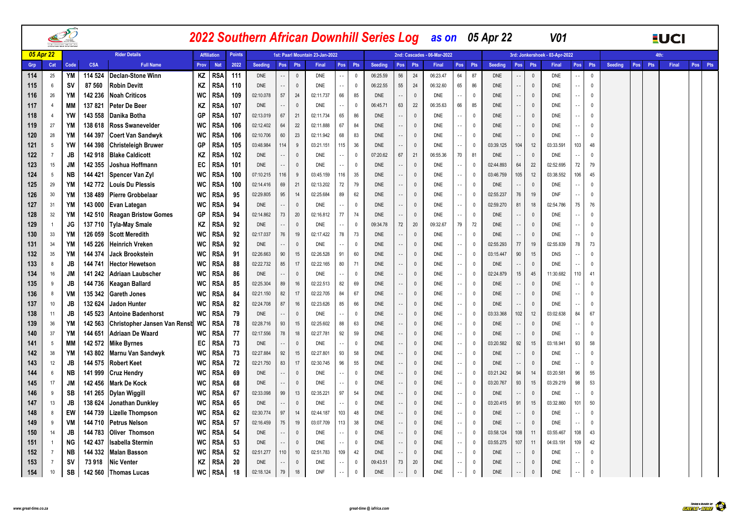# 2022 Southern African Downhill Series Log as on 05 Apr 22 V01

| 05 Apr 22 | | Rider Details | | | Affiliation | | Points | 1st: Paarl Mountain 23-Jan-2022 | | | | | | 2nd: Cascades - 06-Mar-2022 | | | | | | 3rd: Jonkershoek - 03-Apr-2022 | | | | | | 4th: | | | | | |
|---|---|---|---|---|---|---|---|---|---|---|---|---|---|---|---|---|---|---|---|---|---|---|---|---|---|---|---|---|---|---|---|
| Grp | Cat | Code | CSA | Full Name | Prov | Nat | 2022 | Seeding | Pos | Pts | Final | Pos | Pts | Seeding | Pos | Pts | Final | Pos | Pts | Seeding | Pos | Pts | Final | Pos | Pts | Seeding | Pos | Pts | Final | Pos | Pts |
| 114 | 25 | YM | 114 524 | Declan-Stone Winn | KZ | RSA | 111 | DNE | -- | 0 | DNE | -- | 0 | 06:25.59 | 56 | 24 | 06:23.47 | 64 | 87 | DNE | -- | 0 | DNE | -- | 0 | | | | | | |
| 115 | 6 | SV | 87 560 | Robin Devitt | KZ | RSA | 110 | DNE | -- | 0 | DNE | -- | 0 | 06:22.55 | 55 | 24 | 06:32.60 | 65 | 86 | DNE | -- | 0 | DNE | -- | 0 | | | | | | |
| 116 | 26 | YM | 142 236 | Noah Criticos | WC | RSA | 109 | 02:10.078 | 57 | 24 | 02:11.737 | 66 | 85 | DNE | -- | 0 | DNE | -- | 0 | DNE | -- | 0 | DNE | -- | 0 | | | | | | |
| 117 | 4 | MM | 137 821 | Peter De Beer | KZ | RSA | 107 | DNE | -- | 0 | DNE | -- | 0 | 06:45.71 | 63 | 22 | 06:35.63 | 66 | 85 | DNE | -- | 0 | DNE | -- | 0 | | | | | | |
| 118 | 4 | YW | 143 558 | Danika Botha | GP | RSA | 107 | 02:13.019 | 67 | 21 | 02:11.734 | 65 | 86 | DNE | -- | 0 | DNE | -- | 0 | DNE | -- | 0 | DNE | -- | 0 | | | | | | |
| 119 | 27 | YM | 138 618 | Ross Swanevelder | WC | RSA | 106 | 02:12.402 | 64 | 22 | 02:11.888 | 67 | 84 | DNE | -- | 0 | DNE | -- | 0 | DNE | -- | 0 | DNE | -- | 0 | | | | | | |
| 120 | 28 | YM | 144 397 | Coert Van Sandwyk | WC | RSA | 106 | 02:10.706 | 60 | 23 | 02:11.942 | 68 | 83 | DNE | -- | 0 | DNE | -- | 0 | DNE | -- | 0 | DNE | -- | 0 | | | | | | |
| 121 | 5 | YW | 144 398 | Christeleigh Bruwer | GP | RSA | 105 | 03:48.984 | 114 | 9 | 03:21.151 | 115 | 36 | DNE | -- | 0 | DNE | -- | 0 | 03:39.125 | 104 | 12 | 03:33.591 | 103 | 48 | | | | | | |
| 122 | 7 | JB | 142 918 | Blake Caldicott | KZ | RSA | 102 | DNE | -- | 0 | DNE | -- | 0 | 07:20.62 | 67 | 21 | 06:55.36 | 70 | 81 | DNE | -- | 0 | DNE | -- | 0 | | | | | | |
| 123 | 15 | JM | 142 355 | Joshua Hoffmann | EC | RSA | 101 | DNE | -- | 0 | DNE | -- | 0 | DNE | -- | 0 | DNE | -- | 0 | 02:44.893 | 64 | 22 | 02:52.695 | 72 | 79 | | | | | | |
| 124 | 5 | NB | 144 421 | Spencer Van Zyl | WC | RSA | 100 | 07:10.215 | 116 | 9 | 03:45.159 | 116 | 35 | DNE | -- | 0 | DNE | -- | 0 | 03:46.759 | 105 | 12 | 03:38.552 | 106 | 45 | | | | | | |
| 125 | 29 | YM | 142 772 | Louis Du Plessis | WC | RSA | 100 | 02:14.416 | 69 | 21 | 02:13.202 | 72 | 79 | DNE | -- | 0 | DNE | -- | 0 | DNE | -- | 0 | DNE | -- | 0 | | | | | | |
| 126 | 30 | YM | 138 489 | Pierre Grobbelaar | WC | RSA | 95 | 02:29.805 | 95 | 14 | 02:25.684 | 89 | 62 | DNE | -- | 0 | DNE | -- | 0 | 02:55.237 | 76 | 19 | DNF | -- | 0 | | | | | | |
| 127 | 31 | YM | 143 000 | Evan Lategan | WC | RSA | 94 | DNE | -- | 0 | DNE | -- | 0 | DNE | -- | 0 | DNE | -- | 0 | 02:59.270 | 81 | 18 | 02:54.786 | 75 | 76 | | | | | | |
| 128 | 32 | YM | 142 510 | Reagan Bristow Gomes | GP | RSA | 94 | 02:14.862 | 73 | 20 | 02:16.812 | 77 | 74 | DNE | -- | 0 | DNE | -- | 0 | DNE | -- | 0 | DNE | -- | 0 | | | | | | |
| 129 | 1 | JG | 137 710 | Tyla-May Smale | KZ | RSA | 92 | DNE | -- | 0 | DNE | -- | 0 | 09:34.78 | 72 | 20 | 09:32.67 | 79 | 72 | DNE | -- | 0 | DNE | -- | 0 | | | | | | |
| 130 | 33 | YM | 126 059 | Scott Meredith | WC | RSA | 92 | 02:17.037 | 76 | 19 | 02:17.422 | 78 | 73 | DNE | -- | 0 | DNE | -- | 0 | DNE | -- | 0 | DNE | -- | 0 | | | | | | |
| 131 | 34 | YM | 145 226 | Heinrich Vreken | WC | RSA | 92 | DNE | -- | 0 | DNE | -- | 0 | DNE | -- | 0 | DNE | -- | 0 | 02:55.293 | 77 | 19 | 02:55.839 | 78 | 73 | | | | | | |
| 132 | 35 | YM | 144 374 | Jack Brookstein | WC | RSA | 91 | 02:26.663 | 90 | 15 | 02:26.528 | 91 | 60 | DNE | -- | 0 | DNE | -- | 0 | 03:15.447 | 90 | 15 | DNS | -- | 0 | | | | | | |
| 133 | 8 | JB | 144 741 | Hector Hewetson | WC | RSA | 88 | 02:22.732 | 85 | 17 | 02:22.165 | 80 | 71 | DNE | -- | 0 | DNE | -- | 0 | DNE | -- | 0 | DNE | -- | 0 | | | | | | |
| 134 | 16 | JM | 141 242 | Adriaan Laubscher | WC | RSA | 86 | DNE | -- | 0 | DNE | -- | 0 | DNE | -- | 0 | DNE | -- | 0 | 02:24.879 | 15 | 45 | 11:30.682 | 110 | 41 | | | | | | |
| 135 | 9 | JB | 144 736 | Keagan Ballard | WC | RSA | 85 | 02:25.304 | 89 | 16 | 02:22.513 | 82 | 69 | DNE | -- | 0 | DNE | -- | 0 | DNE | -- | 0 | DNE | -- | 0 | | | | | | |
| 136 | 8 | VM | 135 342 | Gareth Jones | WC | RSA | 84 | 02:21.150 | 82 | 17 | 02:22.705 | 84 | 67 | DNE | -- | 0 | DNE | -- | 0 | DNE | -- | 0 | DNE | -- | 0 | | | | | | |
| 137 | 10 | JB | 132 624 | Jadon Hunter | WC | RSA | 82 | 02:24.708 | 87 | 16 | 02:23.626 | 85 | 66 | DNE | -- | 0 | DNE | -- | 0 | DNE | -- | 0 | DNE | -- | 0 | | | | | | |
| 138 | 11 | JB | 145 523 | Antoine Badenhorst | WC | RSA | 79 | DNE | -- | 0 | DNE | -- | 0 | DNE | -- | 0 | DNE | -- | 0 | 03:33.368 | 102 | 12 | 03:02.638 | 84 | 67 | | | | | | |
| 139 | 36 | YM | 142 563 | Christopher Jansen Van Rensb | WC | RSA | 78 | 02:28.716 | 93 | 15 | 02:25.602 | 88 | 63 | DNE | -- | 0 | DNE | -- | 0 | DNE | -- | 0 | DNE | -- | 0 | | | | | | |
| 140 | 37 | YM | 144 651 | Adriaan De Waard | WC | RSA | 77 | 02:17.556 | 78 | 18 | 02:27.781 | 92 | 59 | DNE | -- | 0 | DNE | -- | 0 | DNE | -- | 0 | DNE | -- | 0 | | | | | | |
| 141 | 5 | MM | 142 572 | Mike Byrnes | EC | RSA | 73 | DNE | -- | 0 | DNE | -- | 0 | DNE | -- | 0 | DNE | -- | 0 | 03:20.582 | 92 | 15 | 03:18.941 | 93 | 58 | | | | | | |
| 142 | 38 | YM | 143 802 | Marnu Van Sandwyk | WC | RSA | 73 | 02:27.884 | 92 | 15 | 02:27.801 | 93 | 58 | DNE | -- | 0 | DNE | -- | 0 | DNE | -- | 0 | DNE | -- | 0 | | | | | | |
| 143 | 12 | JB | 144 575 | Robert Keet | WC | RSA | 72 | 02:21.750 | 83 | 17 | 02:30.745 | 96 | 55 | DNE | -- | 0 | DNE | -- | 0 | DNE | -- | 0 | DNE | -- | 0 | | | | | | |
| 144 | 6 | NB | 141 999 | Cruz Hendry | WC | RSA | 69 | DNE | -- | 0 | DNE | -- | 0 | DNE | -- | 0 | DNE | -- | 0 | 03:21.242 | 94 | 14 | 03:20.581 | 96 | 55 | | | | | | |
| 145 | 17 | JM | 142 456 | Mark De Kock | WC | RSA | 68 | DNE | -- | 0 | DNE | -- | 0 | DNE | -- | 0 | DNE | -- | 0 | 03:20.767 | 93 | 15 | 03:29.219 | 98 | 53 | | | | | | |
| 146 | 9 | SB | 141 265 | Dylan Wiggill | WC | RSA | 67 | 02:33.098 | 99 | 13 | 02:35.221 | 97 | 54 | DNE | -- | 0 | DNE | -- | 0 | DNE | -- | 0 | DNE | -- | 0 | | | | | | |
| 147 | 13 | JB | 138 624 | Jonathan Dunkley | WC | RSA | 65 | DNE | -- | 0 | DNE | -- | 0 | DNE | -- | 0 | DNE | -- | 0 | 03:20.415 | 91 | 15 | 03:32.860 | 101 | 50 | | | | | | |
| 148 | 8 | EW | 144 739 | Lizelle Thompson | WC | RSA | 62 | 02:30.774 | 97 | 14 | 02:44.187 | 103 | 48 | DNE | -- | 0 | DNE | -- | 0 | DNE | -- | 0 | DNE | -- | 0 | | | | | | |
| 149 | 9 | VM | 144 710 | Petrus Nelson | WC | RSA | 57 | 02:16.459 | 75 | 19 | 03:07.709 | 113 | 38 | DNE | -- | 0 | DNE | -- | 0 | DNE | -- | 0 | DNE | -- | 0 | | | | | | |
| 150 | 14 | JB | 144 783 | Oliver Thomson | WC | RSA | 54 | DNE | -- | 0 | DNE | -- | 0 | DNE | -- | 0 | DNE | -- | 0 | 03:58.124 | 108 | 11 | 03:55.467 | 108 | 43 | | | | | | |
| 151 | 1 | NG | 142 437 | Isabella Stermin | WC | RSA | 53 | DNE | -- | 0 | DNE | -- | 0 | DNE | -- | 0 | DNE | -- | 0 | 03:55.275 | 107 | 11 | 04:03.191 | 109 | 42 | | | | | | |
| 152 | 7 | NB | 144 332 | Malan Basson | WC | RSA | 52 | 02:51.277 | 110 | 10 | 02:51.783 | 109 | 42 | DNE | -- | 0 | DNE | -- | 0 | DNE | -- | 0 | DNE | -- | 0 | | | | | | |
| 153 | 7 | SV | 73 918 | Nic Venter | KZ | RSA | 20 | DNE | -- | 0 | DNE | -- | 0 | 09:43.51 | 73 | 20 | DNE | -- | 0 | DNE | -- | 0 | DNE | -- | 0 | | | | | | |
| 154 | 10 | SB | 142 560 | Thomas Lucas | WC | RSA | 18 | 02:18.124 | 79 | 18 | DNF | -- | 0 | DNE | -- | 0 | DNE | -- | 0 | DNE | -- | 0 | DNE | -- | 0 | | | | | | |

www.great-time.co.za

great-time @ iafrica.com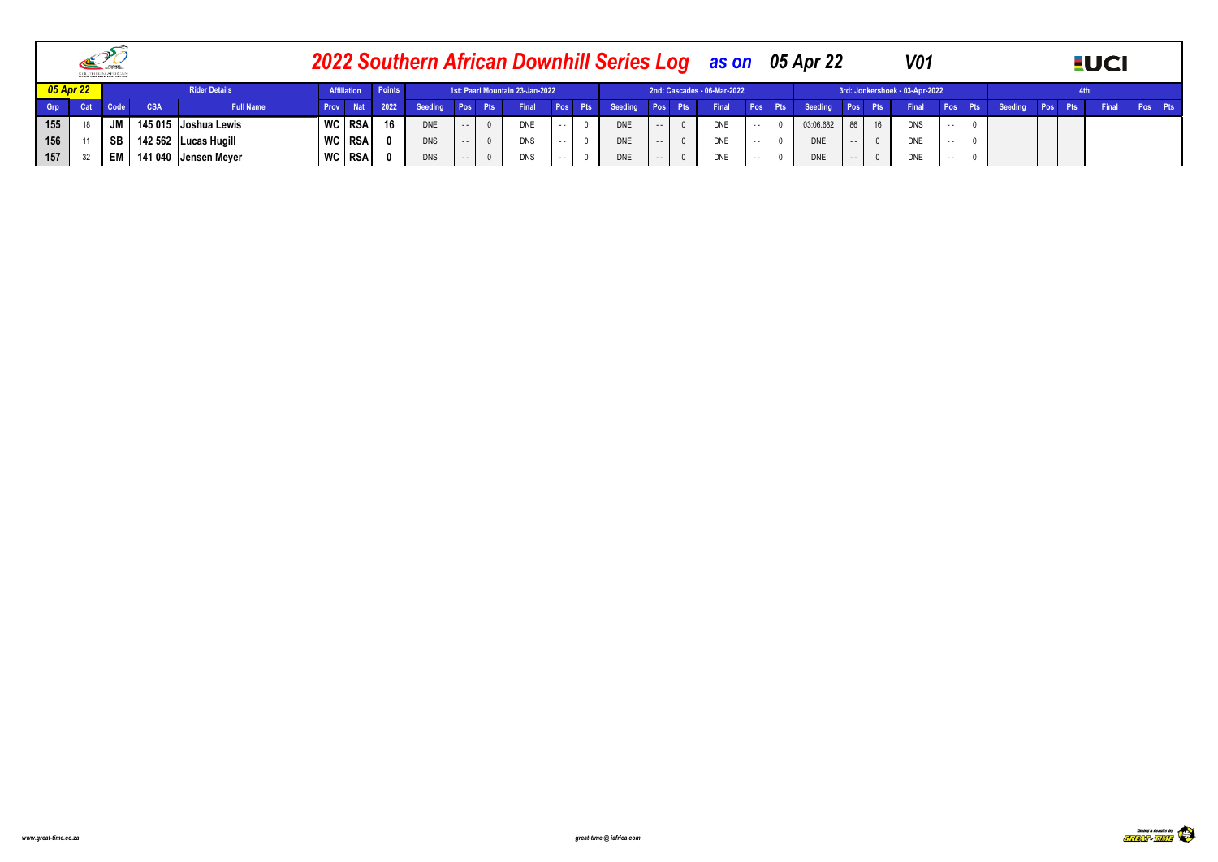# 2022 Southern African Downhill Series Log as on 05 Apr 22 V01

| 05 Apr 22 | | Rider Details | | | Affiliation | | Points | 1st: Paarl Mountain 23-Jan-2022 | | | | | | 2nd: Cascades - 06-Mar-2022 | | | | | | 3rd: Jonkershoek - 03-Apr-2022 | | | | | | 4th: | | | | | |
|---|---|---|---|---|---|---|---|---|---|---|---|---|---|---|---|---|---|---|---|---|---|---|---|---|---|---|---|---|---|---|---|
| Grp | Cat | Code | CSA | Full Name | Prov | Nat | 2022 | Seeding | Pos | Pts | Final | Pos | Pts | Seeding | Pos | Pts | Final | Pos | Pts | Seeding | Pos | Pts | Final | Pos | Pts | Seeding | Pos | Pts | Final | Pos | Pts |
| 155 | 18 | JM | 145 015 | Joshua Lewis | WC | RSA | 16 | DNE | - - | 0 | DNE | - - | 0 | DNE | - - | 0 | DNE | - - | 0 | 03:06.682 | 86 | 16 | DNS | - - | 0 | | | | | | |
| 156 | 11 | SB | 142 562 | Lucas Hugill | WC | RSA | 0 | DNS | - - | 0 | DNS | - - | 0 | DNE | - - | 0 | DNE | - - | 0 | DNE | - - | 0 | DNE | - - | 0 | | | | | | |
| 157 | 32 | EM | 141 040 | Jensen Meyer | WC | RSA | 0 | DNS | - - | 0 | DNS | - - | 0 | DNE | - - | 0 | DNE | - - | 0 | DNE | - - | 0 | DNE | - - | 0 | | | | | | |

www.great-time.co.za

great-time @ iafrica.com